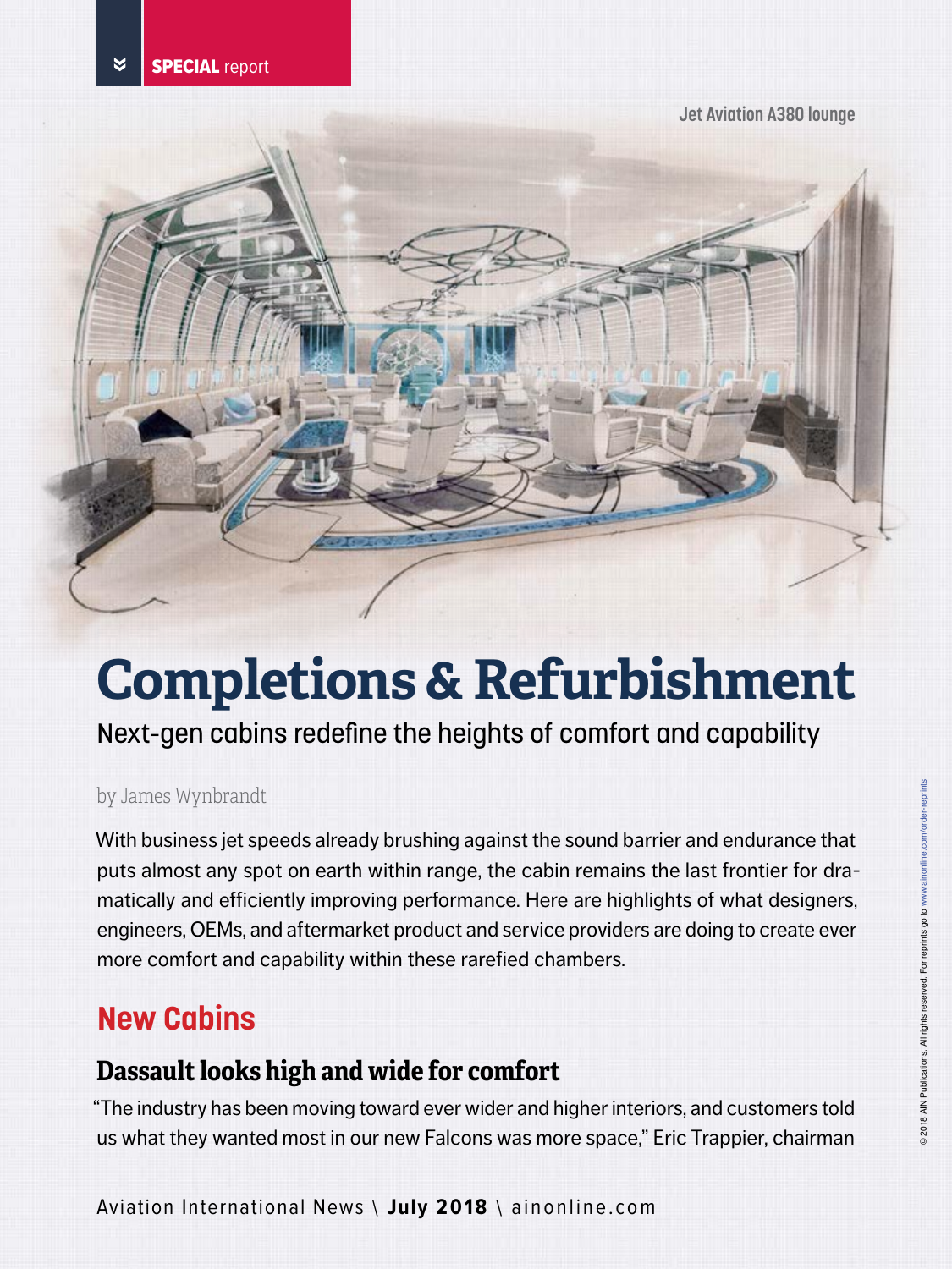SPECIAL report

Jet Aviation A380 lounge

# Completions & Refurbishment

Next-gen cabins redefine the heights of comfort and capability

by James Wynbrandt

With business jet speeds already brushing against the sound barrier and endurance that puts almost any spot on earth within range, the cabin remains the last frontier for dramatically and efficiently improving performance. Here are highlights of what designers, engineers, OEMs, and aftermarket product and service providers are doing to create ever more comfort and capability within these rarefied chambers.

## New Cabins

### Dassault looks high and wide for comfort

"The industry has been moving toward ever wider and higher interiors, and customers told us what they wanted most in our new Falcons was more space," Eric Trappier, chairman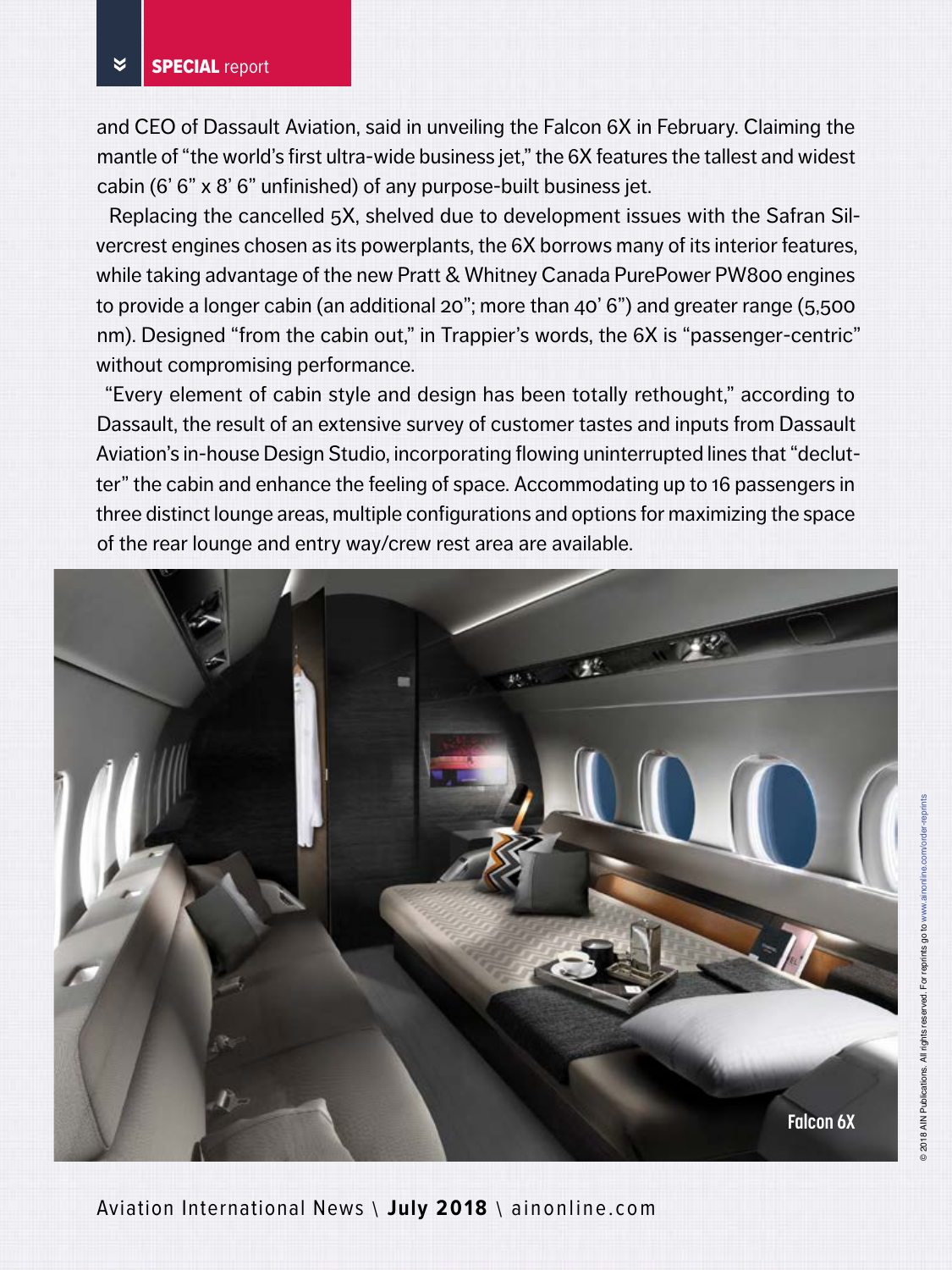and CEO of Dassault Aviation, said in unveiling the Falcon 6X in February. Claiming the mantle of "the world's first ultra-wide business jet," the 6X features the tallest and widest cabin (6' 6" x 8' 6" unfinished) of any purpose-built business jet.

Replacing the cancelled 5X, shelved due to development issues with the Safran Silvercrest engines chosen as its powerplants, the 6X borrows many of its interior features, while taking advantage of the new Pratt & Whitney Canada PurePower PW800 engines to provide a longer cabin (an additional 20"; more than 40' 6") and greater range (5,500 nm). Designed "from the cabin out," in Trappier's words, the 6X is "passenger-centric" without compromising performance.

"Every element of cabin style and design has been totally rethought," according to Dassault, the result of an extensive survey of customer tastes and inputs from Dassault Aviation's in-house Design Studio, incorporating flowing uninterrupted lines that "declutter" the cabin and enhance the feeling of space. Accommodating up to 16 passengers in three distinct lounge areas, multiple configurations and options for maximizing the space of the rear lounge and entry way/crew rest area are available.

Falcon 6X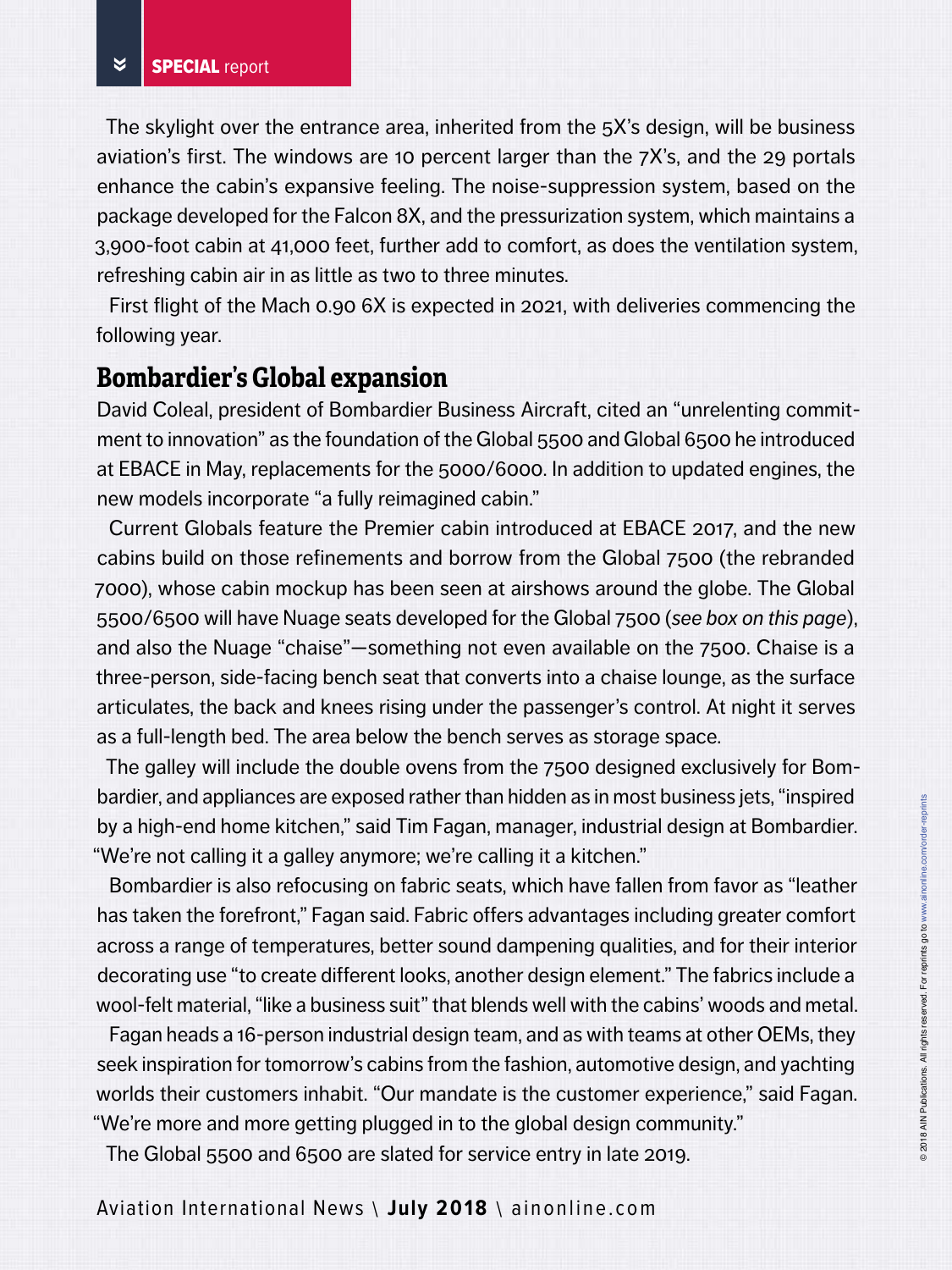The skylight over the entrance area, inherited from the 5X's design, will be business aviation's first. The windows are 10 percent larger than the 7X's, and the 29 portals enhance the cabin's expansive feeling. The noise-suppression system, based on the package developed for the Falcon 8X, and the pressurization system, which maintains a 3,900-foot cabin at 41,000 feet, further add to comfort, as does the ventilation system, refreshing cabin air in as little as two to three minutes.

First flight of the Mach 0.90 6X is expected in 2021, with deliveries commencing the following year.

## Bombardier's Global expansion

David Coleal, president of Bombardier Business Aircraft, cited an "unrelenting commitment to innovation" as the foundation of the Global 5500 and Global 6500 he introduced at EBACE in May, replacements for the 5000/6000. In addition to updated engines, the new models incorporate "a fully reimagined cabin."

Current Globals feature the Premier cabin introduced at EBACE 2017, and the new cabins build on those refinements and borrow from the Global 7500 (the rebranded 7000), whose cabin mockup has been seen at airshows around the globe. The Global 5500/6500 will have Nuage seats developed for the Global 7500 (*see box on this page*), and also the Nuage "chaise"—something not even available on the 7500. Chaise is a three-person, side-facing bench seat that converts into a chaise lounge, as the surface articulates, the back and knees rising under the passenger's control. At night it serves as a full-length bed. The area below the bench serves as storage space.

The galley will include the double ovens from the 7500 designed exclusively for Bombardier, and appliances are exposed rather than hidden as in most business jets, "inspired by a high-end home kitchen," said Tim Fagan, manager, industrial design at Bombardier. "We're not calling it a galley anymore; we're calling it a kitchen."

Bombardier is also refocusing on fabric seats, which have fallen from favor as "leather has taken the forefront," Fagan said. Fabric offers advantages including greater comfort across a range of temperatures, better sound dampening qualities, and for their interior decorating use "to create different looks, another design element." The fabrics include a wool-felt material, "like a business suit" that blends well with the cabins' woods and metal.

Fagan heads a 16-person industrial design team, and as with teams at other OEMs, they seek inspiration for tomorrow's cabins from the fashion, automotive design, and yachting worlds their customers inhabit. "Our mandate is the customer experience," said Fagan. "We're more and more getting plugged in to the global design community."

The Global 5500 and 6500 are slated for service entry in late 2019.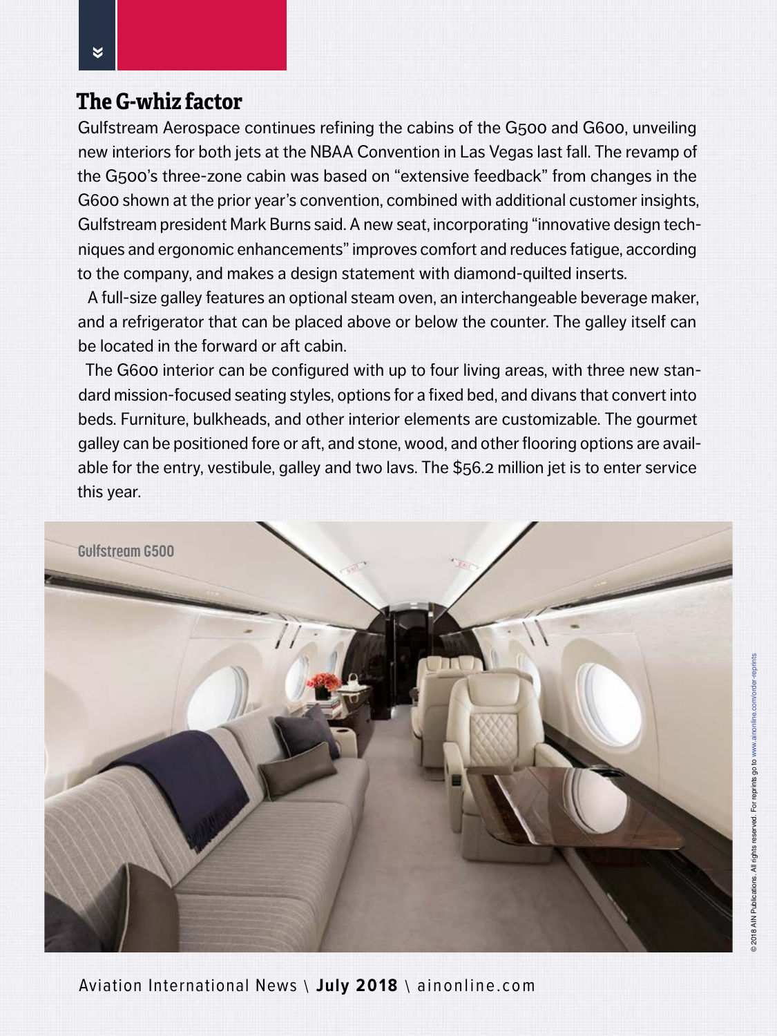## The G-whiz factor

Gulfstream Aerospace continues refining the cabins of the G500 and G600, unveiling new interiors for both jets at the NBAA Convention in Las Vegas last fall. The revamp of the G500's three-zone cabin was based on "extensive feedback" from changes in the G600 shown at the prior year's convention, combined with additional customer insights, Gulfstream president Mark Burns said. A new seat, incorporating "innovative design techniques and ergonomic enhancements" improves comfort and reduces fatigue, according to the company, and makes a design statement with diamond-quilted inserts.

A full-size galley features an optional steam oven, an interchangeable beverage maker, and a refrigerator that can be placed above or below the counter. The galley itself can be located in the forward or aft cabin.

The G600 interior can be configured with up to four living areas, with three new standard mission-focused seating styles, options for a fixed bed, and divans that convert into beds. Furniture, bulkheads, and other interior elements are customizable. The gourmet galley can be positioned fore or aft, and stone, wood, and other flooring options are available for the entry, vestibule, galley and two lavs. The $56.2 million jet is to enter service this year.

Gulfstream G500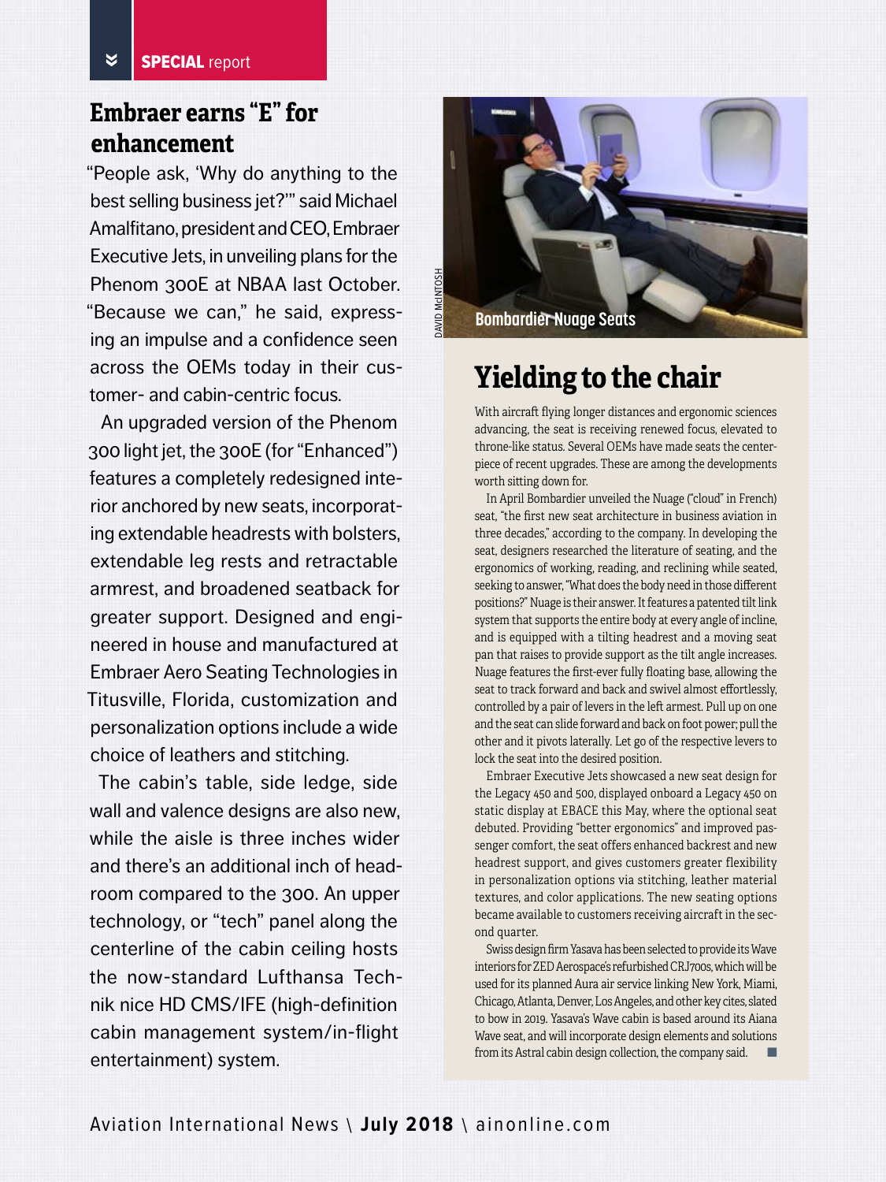SPECIAL report

## Embraer earns "E" for enhancement

"People ask, 'Why do anything to the best selling business jet?'" said Michael Amalfitano, president and CEO, Embraer Executive Jets, in unveiling plans for the Phenom 300E at NBAA last October. "Because we can," he said, expressing an impulse and a confidence seen across the OEMs today in their customer- and cabin-centric focus.

An upgraded version of the Phenom 300 light jet, the 300E (for "Enhanced") features a completely redesigned interior anchored by new seats, incorporating extendable headrests with bolsters, extendable leg rests and retractable armrest, and broadened seatback for greater support. Designed and engineered in house and manufactured at Embraer Aero Seating Technologies in Titusville, Florida, customization and personalization options include a wide choice of leathers and stitching.

The cabin's table, side ledge, side wall and valence designs are also new, while the aisle is three inches wider and there's an additional inch of headroom compared to the 300. An upper technology, or "tech" panel along the centerline of the cabin ceiling hosts the now-standard Lufthansa Technik nice HD CMS/IFE (high-definition cabin management system/in-flight entertainment) system.

DAVID McINTOSH

Bombardier Nuage Seats

## Yielding to the chair

With aircraft flying longer distances and ergonomic sciences advancing, the seat is receiving renewed focus, elevated to throne-like status. Several OEMs have made seats the centerpiece of recent upgrades. These are among the developments worth sitting down for.

In April Bombardier unveiled the Nuage ("cloud" in French) seat, "the first new seat architecture in business aviation in three decades," according to the company. In developing the seat, designers researched the literature of seating, and the ergonomics of working, reading, and reclining while seated, seeking to answer, "What does the body need in those different positions?" Nuage is their answer. It features a patented tilt link system that supports the entire body at every angle of incline, and is equipped with a tilting headrest and a moving seat pan that raises to provide support as the tilt angle increases. Nuage features the first-ever fully floating base, allowing the seat to track forward and back and swivel almost effortlessly, controlled by a pair of levers in the left armest. Pull up on one and the seat can slide forward and back on foot power; pull the other and it pivots laterally. Let go of the respective levers to lock the seat into the desired position.

Embraer Executive Jets showcased a new seat design for the Legacy 450 and 500, displayed onboard a Legacy 450 on static display at EBACE this May, where the optional seat debuted. Providing "better ergonomics" and improved passenger comfort, the seat offers enhanced backrest and new headrest support, and gives customers greater flexibility in personalization options via stitching, leather material textures, and color applications. The new seating options became available to customers receiving aircraft in the second quarter.

Swiss design firm Yasava has been selected to provide its Wave interiors for ZED Aerospace's refurbished CRJ700s, which will be used for its planned Aura air service linking New York, Miami, Chicago, Atlanta, Denver, Los Angeles, and other key cites, slated to bow in 2019. Yasava's Wave cabin is based around its Aiana Wave seat, and will incorporate design elements and solutions from its Astral cabin design collection, the company said. ■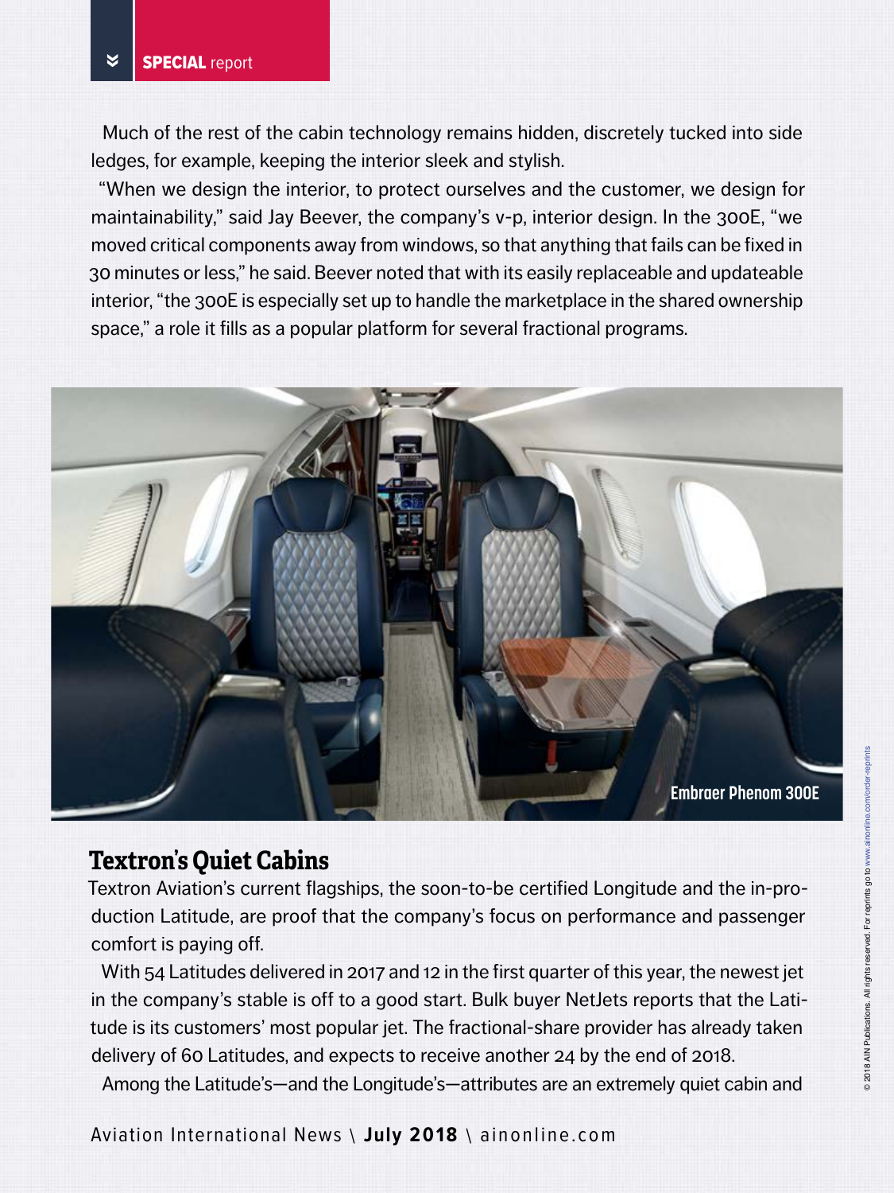Much of the rest of the cabin technology remains hidden, discretely tucked into side ledges, for example, keeping the interior sleek and stylish.

"When we design the interior, to protect ourselves and the customer, we design for maintainability," said Jay Beever, the company's v-p, interior design. In the 300E, "we moved critical components away from windows, so that anything that fails can be fixed in 30 minutes or less," he said. Beever noted that with its easily replaceable and updateable interior, "the 300E is especially set up to handle the marketplace in the shared ownership space," a role it fills as a popular platform for several fractional programs.

Embraer Phenom 300E

## Textron's Quiet Cabins

Textron Aviation's current flagships, the soon-to-be certified Longitude and the in-production Latitude, are proof that the company's focus on performance and passenger comfort is paying off.

With 54 Latitudes delivered in 2017 and 12 in the first quarter of this year, the newest jet in the company's stable is off to a good start. Bulk buyer NetJets reports that the Latitude is its customers' most popular jet. The fractional-share provider has already taken delivery of 60 Latitudes, and expects to receive another 24 by the end of 2018.

Among the Latitude's—and the Longitude's—attributes are an extremely quiet cabin and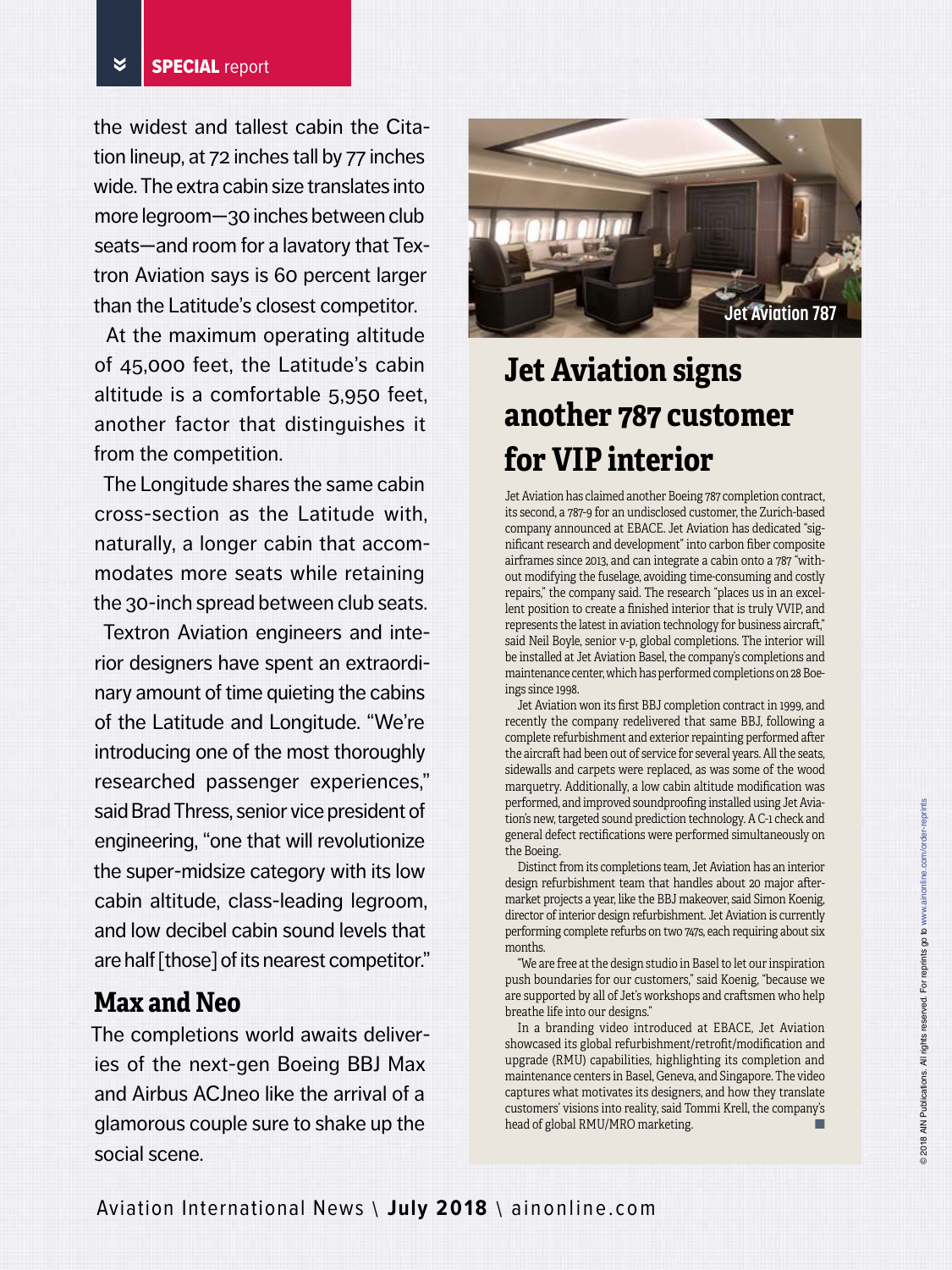the widest and tallest cabin the Citation lineup, at 72 inches tall by 77 inches wide. The extra cabin size translates into more legroom—30 inches between club seats—and room for a lavatory that Textron Aviation says is 60 percent larger than the Latitude's closest competitor.

At the maximum operating altitude of 45,000 feet, the Latitude's cabin altitude is a comfortable 5,950 feet, another factor that distinguishes it from the competition.

The Longitude shares the same cabin cross-section as the Latitude with, naturally, a longer cabin that accommodates more seats while retaining the 30-inch spread between club seats.

Textron Aviation engineers and interior designers have spent an extraordinary amount of time quieting the cabins of the Latitude and Longitude. "We're introducing one of the most thoroughly researched passenger experiences," said Brad Thress, senior vice president of engineering, "one that will revolutionize the super-midsize category with its low cabin altitude, class-leading legroom, and low decibel cabin sound levels that are half [those] of its nearest competitor."

## Max and Neo

The completions world awaits deliveries of the next-gen Boeing BBJ Max and Airbus ACJneo like the arrival of a glamorous couple sure to shake up the social scene.

Jet Aviation 787

## Jet Aviation signs another 787 customer for VIP interior

Jet Aviation has claimed another Boeing 787 completion contract, its second, a 787-9 for an undisclosed customer, the Zurich-based company announced at EBACE. Jet Aviation has dedicated "significant research and development" into carbon fiber composite airframes since 2013, and can integrate a cabin onto a 787 "without modifying the fuselage, avoiding time-consuming and costly repairs," the company said. The research "places us in an excellent position to create a finished interior that is truly VVIP, and represents the latest in aviation technology for business aircraft," said Neil Boyle, senior v-p, global completions. The interior will be installed at Jet Aviation Basel, the company's completions and maintenance center, which has performed completions on 28 Boeings since 1998.

Jet Aviation won its first BBJ completion contract in 1999, and recently the company redelivered that same BBJ, following a complete refurbishment and exterior repainting performed after the aircraft had been out of service for several years. All the seats, sidewalls and carpets were replaced, as was some of the wood marquetry. Additionally, a low cabin altitude modification was performed, and improved soundproofing installed using Jet Aviation's new, targeted sound prediction technology. A C-1 check and general defect rectifications were performed simultaneously on the Boeing.

Distinct from its completions team, Jet Aviation has an interior design refurbishment team that handles about 20 major aftermarket projects a year, like the BBJ makeover, said Simon Koenig, director of interior design refurbishment. Jet Aviation is currently performing complete refurbs on two 747s, each requiring about six months.

"We are free at the design studio in Basel to let our inspiration push boundaries for our customers," said Koenig, "because we are supported by all of Jet's workshops and craftsmen who help breathe life into our designs."

In a branding video introduced at EBACE, Jet Aviation showcased its global refurbishment/retrofit/modification and upgrade (RMU) capabilities, highlighting its completion and maintenance centers in Basel, Geneva, and Singapore. The video captures what motivates its designers, and how they translate customers' visions into reality, said Tommi Krell, the company's head of global RMU/MRO marketing. ■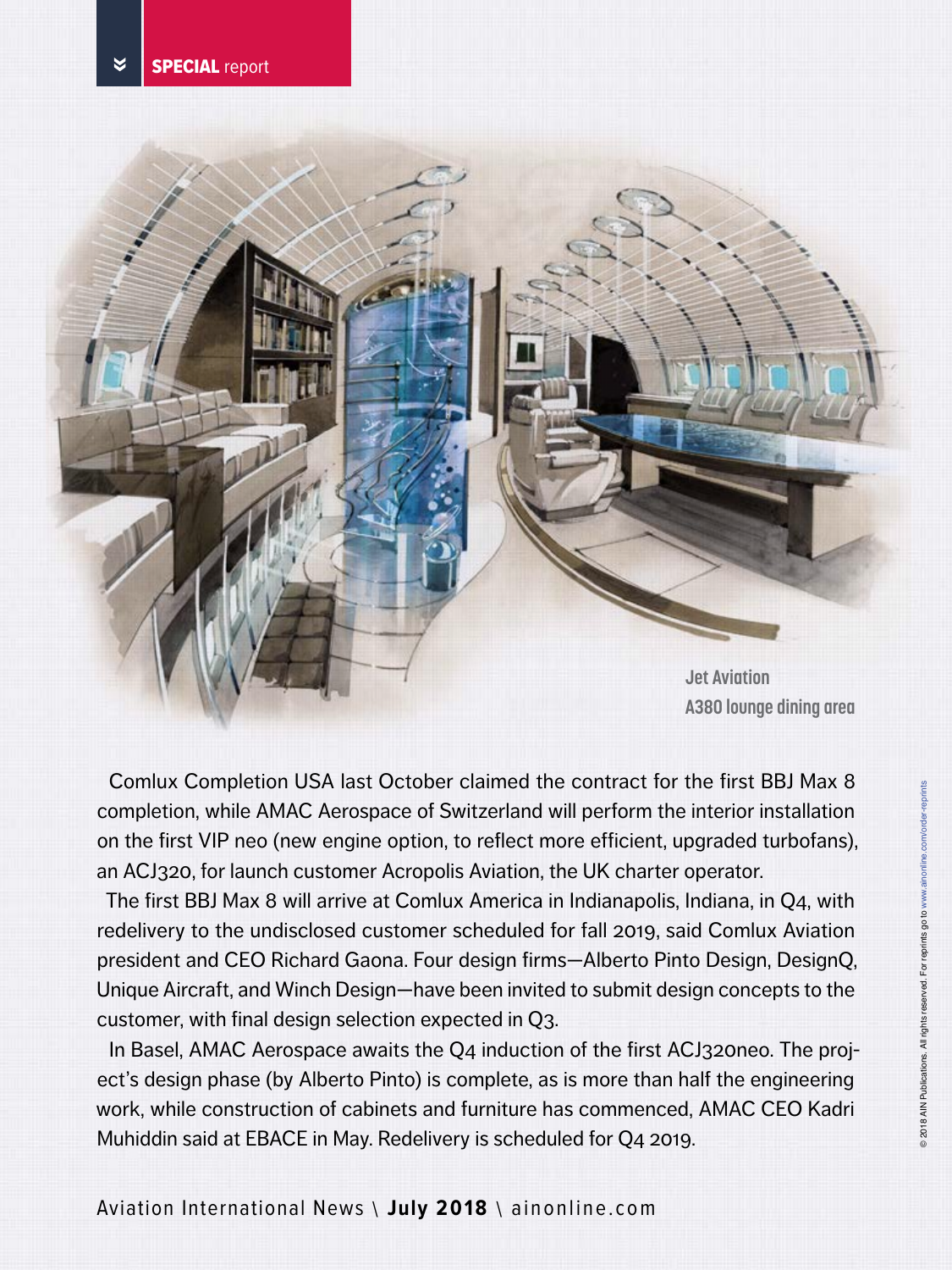Jet Aviation A380 lounge dining area

Comlux Completion USA last October claimed the contract for the first BBJ Max 8 completion, while AMAC Aerospace of Switzerland will perform the interior installation on the first VIP neo (new engine option, to reflect more efficient, upgraded turbofans), an ACJ320, for launch customer Acropolis Aviation, the UK charter operator.

The first BBJ Max 8 will arrive at Comlux America in Indianapolis, Indiana, in Q4, with redelivery to the undisclosed customer scheduled for fall 2019, said Comlux Aviation president and CEO Richard Gaona. Four design firms—Alberto Pinto Design, DesignQ, Unique Aircraft, and Winch Design—have been invited to submit design concepts to the customer, with final design selection expected in Q3.

In Basel, AMAC Aerospace awaits the Q4 induction of the first ACJ320neo. The project's design phase (by Alberto Pinto) is complete, as is more than half the engineering work, while construction of cabinets and furniture has commenced, AMAC CEO Kadri Muhiddin said at EBACE in May. Redelivery is scheduled for Q4 2019.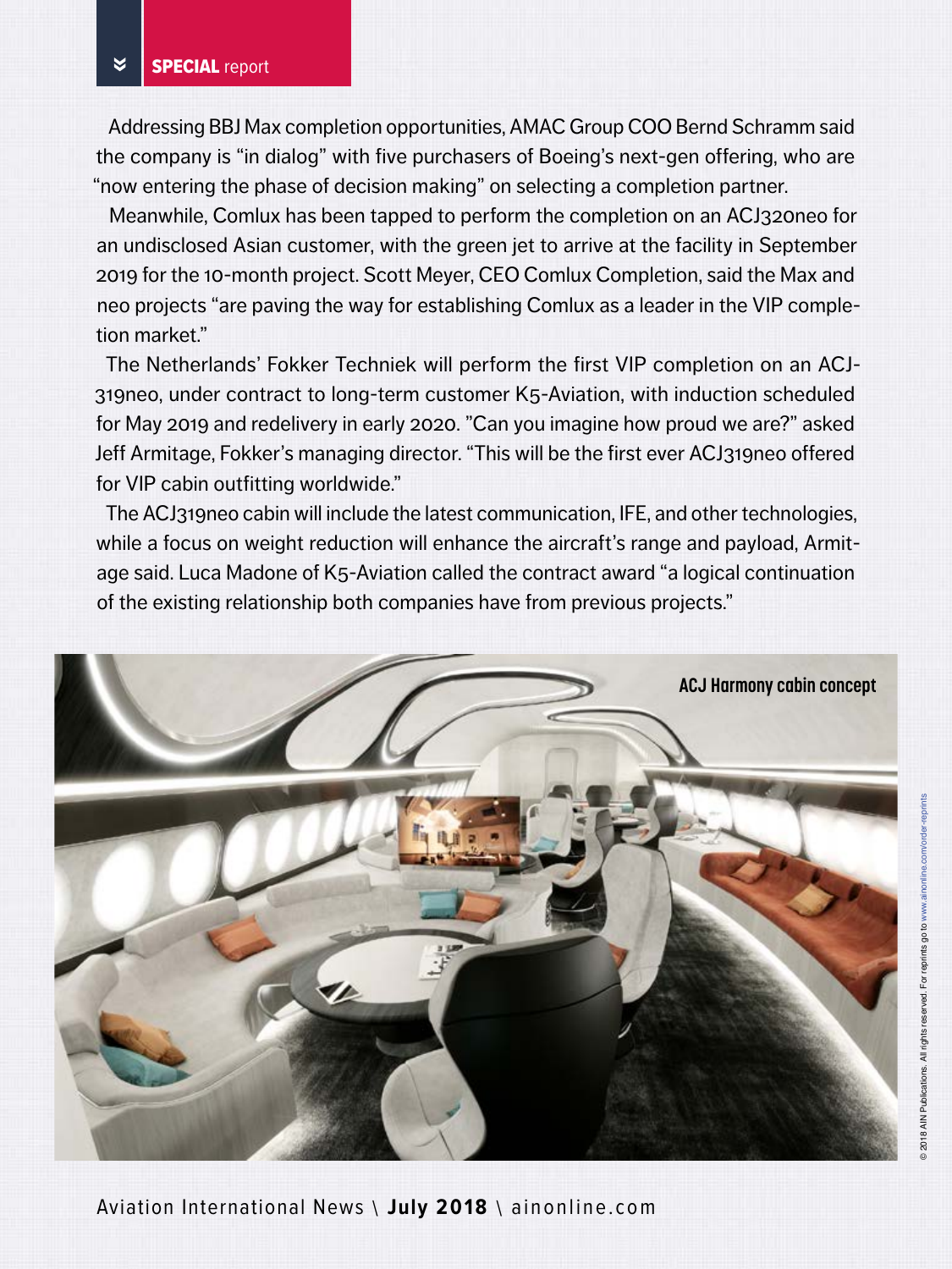Addressing BBJ Max completion opportunities, AMAC Group COO Bernd Schramm said the company is "in dialog" with five purchasers of Boeing's next-gen offering, who are "now entering the phase of decision making" on selecting a completion partner.

Meanwhile, Comlux has been tapped to perform the completion on an ACJ320neo for an undisclosed Asian customer, with the green jet to arrive at the facility in September 2019 for the 10-month project. Scott Meyer, CEO Comlux Completion, said the Max and neo projects "are paving the way for establishing Comlux as a leader in the VIP completion market."

The Netherlands' Fokker Techniek will perform the first VIP completion on an ACJ319neo, under contract to long-term customer K5-Aviation, with induction scheduled for May 2019 and redelivery in early 2020. "Can you imagine how proud we are?" asked Jeff Armitage, Fokker's managing director. "This will be the first ever ACJ319neo offered for VIP cabin outfitting worldwide."

The ACJ319neo cabin will include the latest communication, IFE, and other technologies, while a focus on weight reduction will enhance the aircraft's range and payload, Armitage said. Luca Madone of K5-Aviation called the contract award "a logical continuation of the existing relationship both companies have from previous projects."

ACJ Harmony cabin concept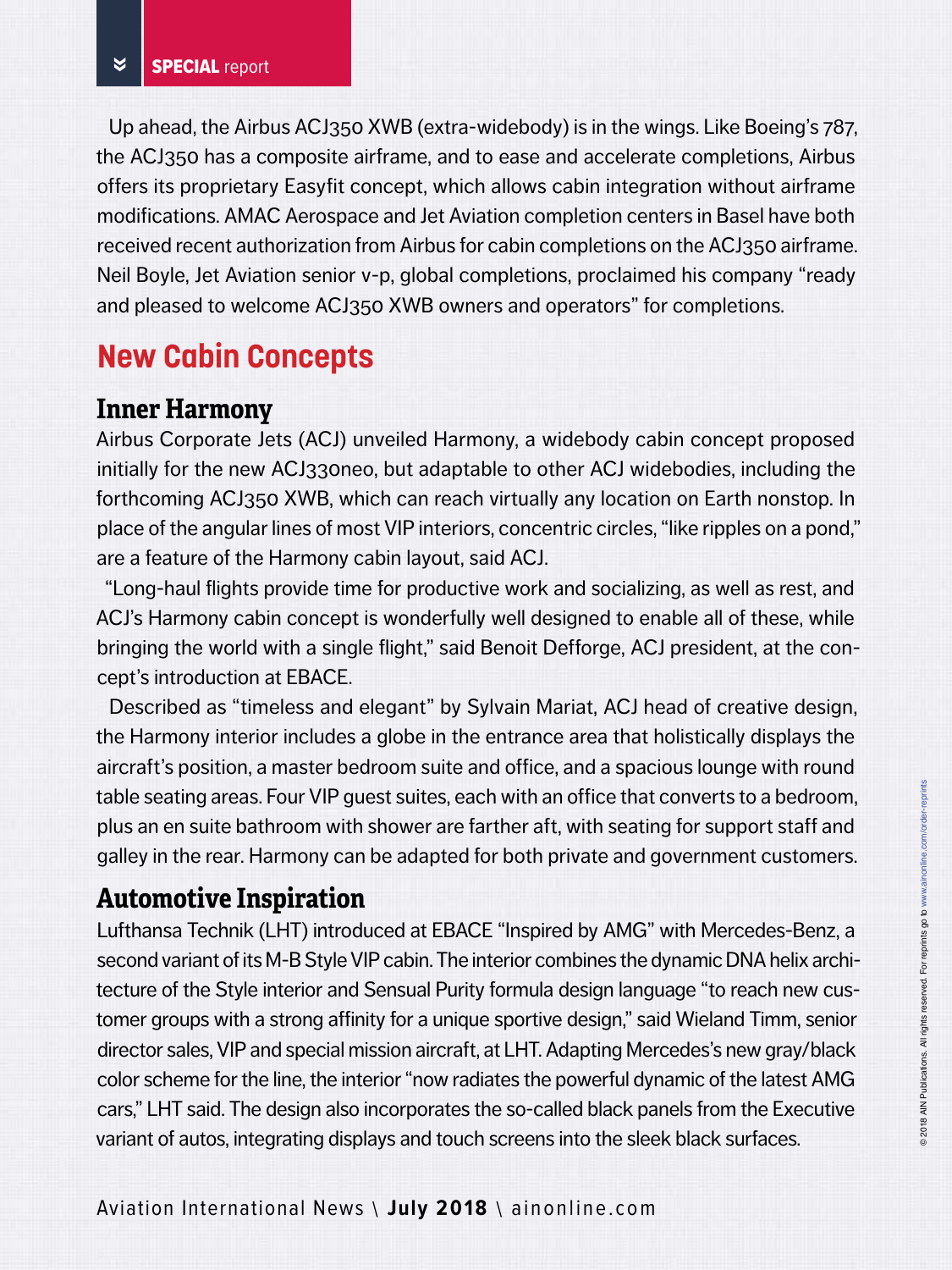Up ahead, the Airbus ACJ350 XWB (extra-widebody) is in the wings. Like Boeing's 787, the ACJ350 has a composite airframe, and to ease and accelerate completions, Airbus offers its proprietary Easyfit concept, which allows cabin integration without airframe modifications. AMAC Aerospace and Jet Aviation completion centers in Basel have both received recent authorization from Airbus for cabin completions on the ACJ350 airframe. Neil Boyle, Jet Aviation senior v-p, global completions, proclaimed his company "ready and pleased to welcome ACJ350 XWB owners and operators" for completions.

## New Cabin Concepts

### Inner Harmony

Airbus Corporate Jets (ACJ) unveiled Harmony, a widebody cabin concept proposed initially for the new ACJ330neo, but adaptable to other ACJ widebodies, including the forthcoming ACJ350 XWB, which can reach virtually any location on Earth nonstop. In place of the angular lines of most VIP interiors, concentric circles, "like ripples on a pond," are a feature of the Harmony cabin layout, said ACJ.

"Long-haul flights provide time for productive work and socializing, as well as rest, and ACJ's Harmony cabin concept is wonderfully well designed to enable all of these, while bringing the world with a single flight," said Benoit Defforge, ACJ president, at the concept's introduction at EBACE.

Described as "timeless and elegant" by Sylvain Mariat, ACJ head of creative design, the Harmony interior includes a globe in the entrance area that holistically displays the aircraft's position, a master bedroom suite and office, and a spacious lounge with round table seating areas. Four VIP guest suites, each with an office that converts to a bedroom, plus an en suite bathroom with shower are farther aft, with seating for support staff and galley in the rear. Harmony can be adapted for both private and government customers.

### Automotive Inspiration

Lufthansa Technik (LHT) introduced at EBACE "Inspired by AMG" with Mercedes-Benz, a second variant of its M-B Style VIP cabin. The interior combines the dynamic DNA helix architecture of the Style interior and Sensual Purity formula design language "to reach new customer groups with a strong affinity for a unique sportive design," said Wieland Timm, senior director sales, VIP and special mission aircraft, at LHT. Adapting Mercedes's new gray/black color scheme for the line, the interior "now radiates the powerful dynamic of the latest AMG cars," LHT said. The design also incorporates the so-called black panels from the Executive variant of autos, integrating displays and touch screens into the sleek black surfaces.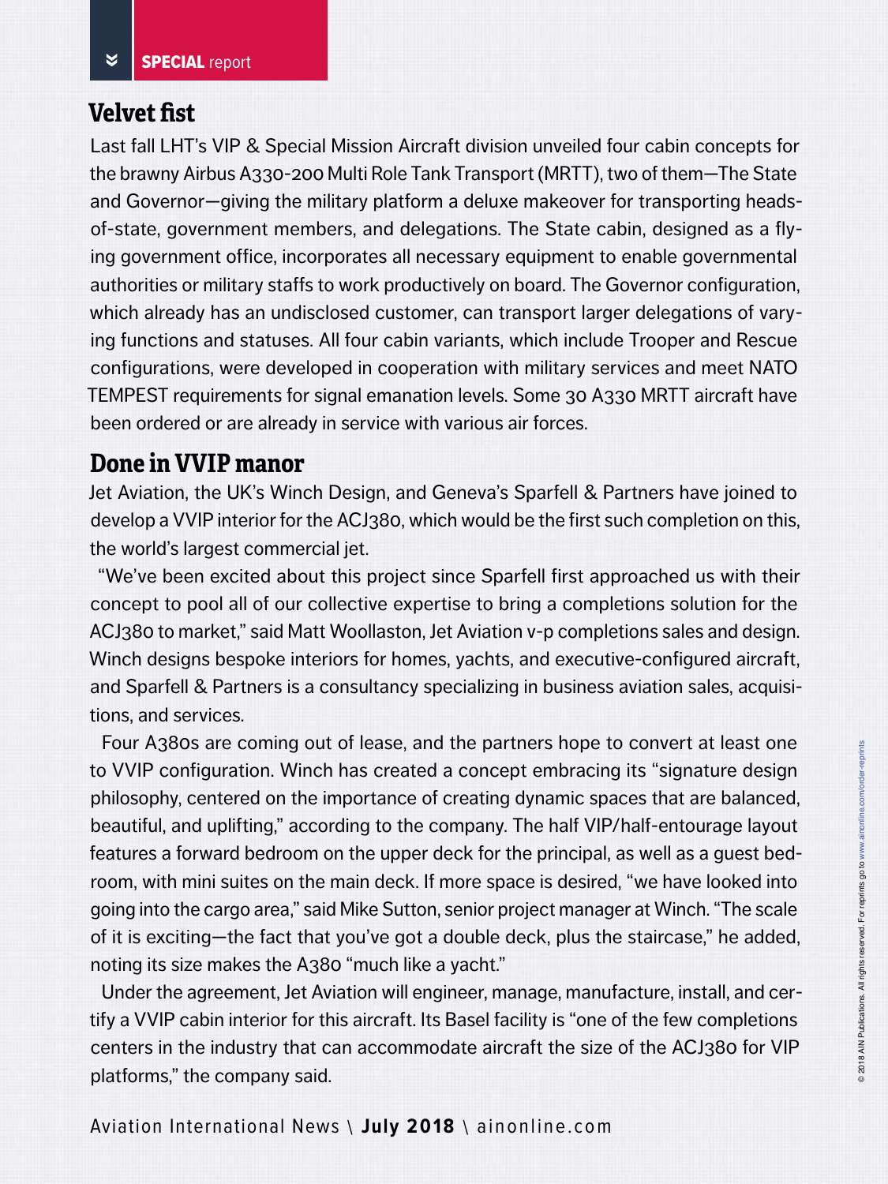## Velvet fist

Last fall LHT's VIP & Special Mission Aircraft division unveiled four cabin concepts for the brawny Airbus A330-200 Multi Role Tank Transport (MRTT), two of them—The State and Governor—giving the military platform a deluxe makeover for transporting heads-of-state, government members, and delegations. The State cabin, designed as a flying government office, incorporates all necessary equipment to enable governmental authorities or military staffs to work productively on board. The Governor configuration, which already has an undisclosed customer, can transport larger delegations of varying functions and statuses. All four cabin variants, which include Trooper and Rescue configurations, were developed in cooperation with military services and meet NATO TEMPEST requirements for signal emanation levels. Some 30 A330 MRTT aircraft have been ordered or are already in service with various air forces.

## Done in VVIP manor

Jet Aviation, the UK's Winch Design, and Geneva's Sparfell & Partners have joined to develop a VVIP interior for the ACJ380, which would be the first such completion on this, the world's largest commercial jet.

"We've been excited about this project since Sparfell first approached us with their concept to pool all of our collective expertise to bring a completions solution for the ACJ380 to market," said Matt Woollaston, Jet Aviation v-p completions sales and design. Winch designs bespoke interiors for homes, yachts, and executive-configured aircraft, and Sparfell & Partners is a consultancy specializing in business aviation sales, acquisitions, and services.

Four A380s are coming out of lease, and the partners hope to convert at least one to VVIP configuration. Winch has created a concept embracing its "signature design philosophy, centered on the importance of creating dynamic spaces that are balanced, beautiful, and uplifting," according to the company. The half VIP/half-entourage layout features a forward bedroom on the upper deck for the principal, as well as a guest bedroom, with mini suites on the main deck. If more space is desired, "we have looked into going into the cargo area," said Mike Sutton, senior project manager at Winch. "The scale of it is exciting—the fact that you've got a double deck, plus the staircase," he added, noting its size makes the A380 "much like a yacht."

Under the agreement, Jet Aviation will engineer, manage, manufacture, install, and certify a VVIP cabin interior for this aircraft. Its Basel facility is "one of the few completions centers in the industry that can accommodate aircraft the size of the ACJ380 for VIP platforms," the company said.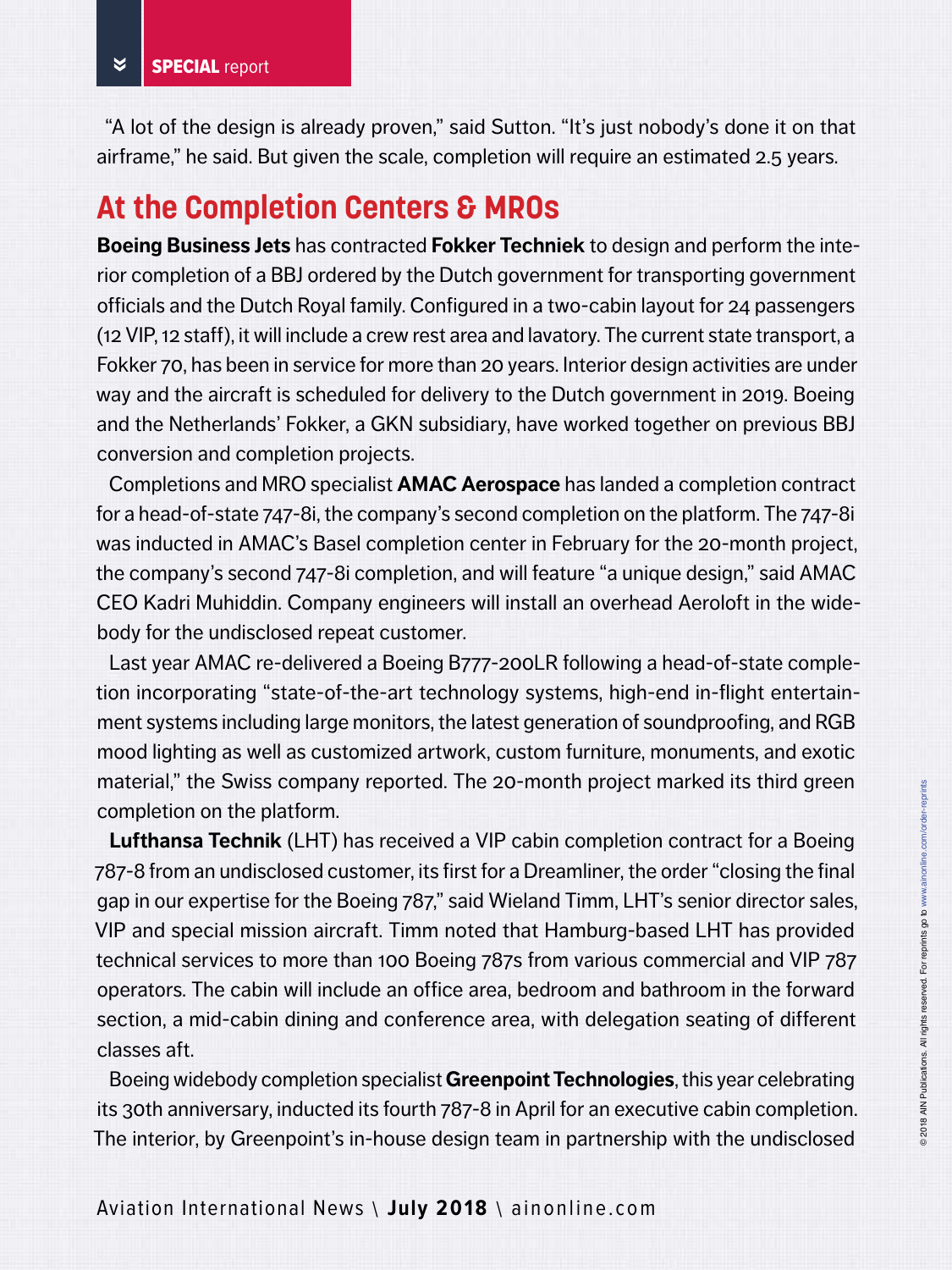"A lot of the design is already proven," said Sutton. "It's just nobody's done it on that airframe," he said. But given the scale, completion will require an estimated 2.5 years.

## At the Completion Centers & MROs

**Boeing Business Jets** has contracted **Fokker Techniek** to design and perform the interior completion of a BBJ ordered by the Dutch government for transporting government officials and the Dutch Royal family. Configured in a two-cabin layout for 24 passengers (12 VIP, 12 staff), it will include a crew rest area and lavatory. The current state transport, a Fokker 70, has been in service for more than 20 years. Interior design activities are under way and the aircraft is scheduled for delivery to the Dutch government in 2019. Boeing and the Netherlands' Fokker, a GKN subsidiary, have worked together on previous BBJ conversion and completion projects.

Completions and MRO specialist **AMAC Aerospace** has landed a completion contract for a head-of-state 747-8i, the company's second completion on the platform. The 747-8i was inducted in AMAC's Basel completion center in February for the 20-month project, the company's second 747-8i completion, and will feature "a unique design," said AMAC CEO Kadri Muhiddin. Company engineers will install an overhead Aeroloft in the widebody for the undisclosed repeat customer.

Last year AMAC re-delivered a Boeing B777-200LR following a head-of-state completion incorporating "state-of-the-art technology systems, high-end in-flight entertainment systems including large monitors, the latest generation of soundproofing, and RGB mood lighting as well as customized artwork, custom furniture, monuments, and exotic material," the Swiss company reported. The 20-month project marked its third green completion on the platform.

**Lufthansa Technik** (LHT) has received a VIP cabin completion contract for a Boeing 787-8 from an undisclosed customer, its first for a Dreamliner, the order "closing the final gap in our expertise for the Boeing 787," said Wieland Timm, LHT's senior director sales, VIP and special mission aircraft. Timm noted that Hamburg-based LHT has provided technical services to more than 100 Boeing 787s from various commercial and VIP 787 operators. The cabin will include an office area, bedroom and bathroom in the forward section, a mid-cabin dining and conference area, with delegation seating of different classes aft.

Boeing widebody completion specialist **Greenpoint Technologies**, this year celebrating its 30th anniversary, inducted its fourth 787-8 in April for an executive cabin completion. The interior, by Greenpoint's in-house design team in partnership with the undisclosed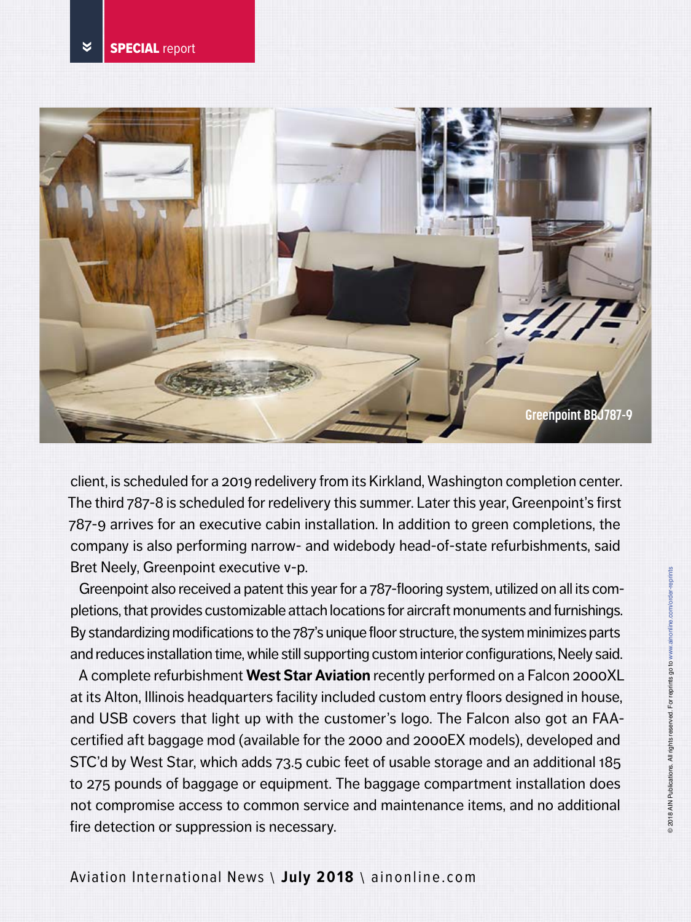client, is scheduled for a 2019 redelivery from its Kirkland, Washington completion center. The third 787-8 is scheduled for redelivery this summer. Later this year, Greenpoint's first 787-9 arrives for an executive cabin installation. In addition to green completions, the company is also performing narrow- and widebody head-of-state refurbishments, said Bret Neely, Greenpoint executive v-p.

Greenpoint also received a patent this year for a 787-flooring system, utilized on all its completions, that provides customizable attach locations for aircraft monuments and furnishings. By standardizing modifications to the 787's unique floor structure, the system minimizes parts and reduces installation time, while still supporting custom interior configurations, Neely said.

A complete refurbishment **West Star Aviation** recently performed on a Falcon 2000XL at its Alton, Illinois headquarters facility included custom entry floors designed in house, and USB covers that light up with the customer's logo. The Falcon also got an FAA-certified aft baggage mod (available for the 2000 and 2000EX models), developed and STC'd by West Star, which adds 73.5 cubic feet of usable storage and an additional 185 to 275 pounds of baggage or equipment. The baggage compartment installation does not compromise access to common service and maintenance items, and no additional fire detection or suppression is necessary.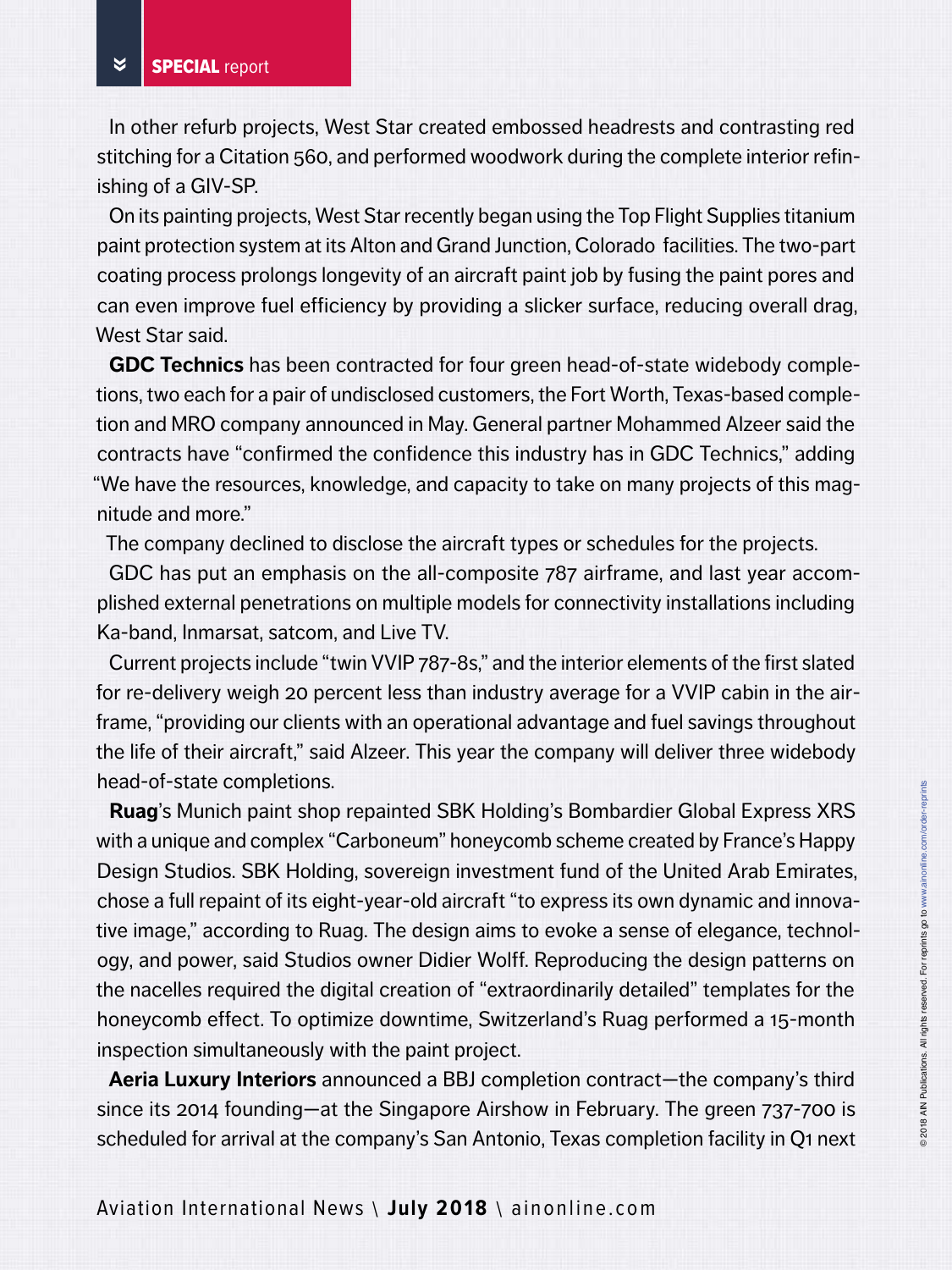In other refurb projects, West Star created embossed headrests and contrasting red stitching for a Citation 560, and performed woodwork during the complete interior refinishing of a GIV-SP.

On its painting projects, West Star recently began using the Top Flight Supplies titanium paint protection system at its Alton and Grand Junction, Colorado facilities. The two-part coating process prolongs longevity of an aircraft paint job by fusing the paint pores and can even improve fuel efficiency by providing a slicker surface, reducing overall drag, West Star said.

**GDC Technics** has been contracted for four green head-of-state widebody completions, two each for a pair of undisclosed customers, the Fort Worth, Texas-based completion and MRO company announced in May. General partner Mohammed Alzeer said the contracts have "confirmed the confidence this industry has in GDC Technics," adding "We have the resources, knowledge, and capacity to take on many projects of this magnitude and more."

The company declined to disclose the aircraft types or schedules for the projects.

GDC has put an emphasis on the all-composite 787 airframe, and last year accomplished external penetrations on multiple models for connectivity installations including Ka-band, Inmarsat, satcom, and Live TV.

Current projects include "twin VVIP 787-8s," and the interior elements of the first slated for re-delivery weigh 20 percent less than industry average for a VVIP cabin in the airframe, "providing our clients with an operational advantage and fuel savings throughout the life of their aircraft," said Alzeer. This year the company will deliver three widebody head-of-state completions.

**Ruag**'s Munich paint shop repainted SBK Holding's Bombardier Global Express XRS with a unique and complex "Carboneum" honeycomb scheme created by France's Happy Design Studios. SBK Holding, sovereign investment fund of the United Arab Emirates, chose a full repaint of its eight-year-old aircraft "to express its own dynamic and innovative image," according to Ruag. The design aims to evoke a sense of elegance, technology, and power, said Studios owner Didier Wolff. Reproducing the design patterns on the nacelles required the digital creation of "extraordinarily detailed" templates for the honeycomb effect. To optimize downtime, Switzerland's Ruag performed a 15-month inspection simultaneously with the paint project.

**Aeria Luxury Interiors** announced a BBJ completion contract—the company's third since its 2014 founding—at the Singapore Airshow in February. The green 737-700 is scheduled for arrival at the company's San Antonio, Texas completion facility in Q1 next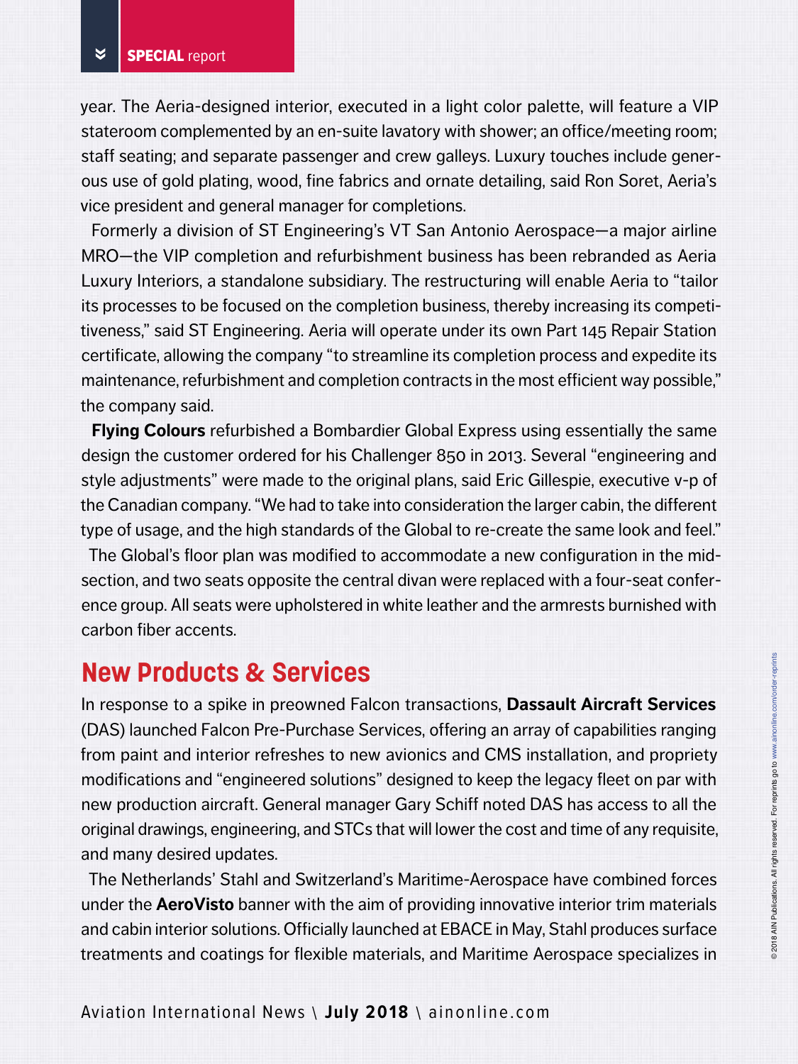year. The Aeria-designed interior, executed in a light color palette, will feature a VIP stateroom complemented by an en-suite lavatory with shower; an office/meeting room; staff seating; and separate passenger and crew galleys. Luxury touches include generous use of gold plating, wood, fine fabrics and ornate detailing, said Ron Soret, Aeria's vice president and general manager for completions.

Formerly a division of ST Engineering's VT San Antonio Aerospace—a major airline MRO—the VIP completion and refurbishment business has been rebranded as Aeria Luxury Interiors, a standalone subsidiary. The restructuring will enable Aeria to "tailor its processes to be focused on the completion business, thereby increasing its competitiveness," said ST Engineering. Aeria will operate under its own Part 145 Repair Station certificate, allowing the company "to streamline its completion process and expedite its maintenance, refurbishment and completion contracts in the most efficient way possible," the company said.

**Flying Colours** refurbished a Bombardier Global Express using essentially the same design the customer ordered for his Challenger 850 in 2013. Several "engineering and style adjustments" were made to the original plans, said Eric Gillespie, executive v-p of the Canadian company. "We had to take into consideration the larger cabin, the different type of usage, and the high standards of the Global to re-create the same look and feel."

The Global's floor plan was modified to accommodate a new configuration in the midsection, and two seats opposite the central divan were replaced with a four-seat conference group. All seats were upholstered in white leather and the armrests burnished with carbon fiber accents.

## New Products & Services

In response to a spike in preowned Falcon transactions, **Dassault Aircraft Services** (DAS) launched Falcon Pre-Purchase Services, offering an array of capabilities ranging from paint and interior refreshes to new avionics and CMS installation, and propriety modifications and "engineered solutions" designed to keep the legacy fleet on par with new production aircraft. General manager Gary Schiff noted DAS has access to all the original drawings, engineering, and STCs that will lower the cost and time of any requisite, and many desired updates.

The Netherlands' Stahl and Switzerland's Maritime-Aerospace have combined forces under the **AeroVisto** banner with the aim of providing innovative interior trim materials and cabin interior solutions. Officially launched at EBACE in May, Stahl produces surface treatments and coatings for flexible materials, and Maritime Aerospace specializes in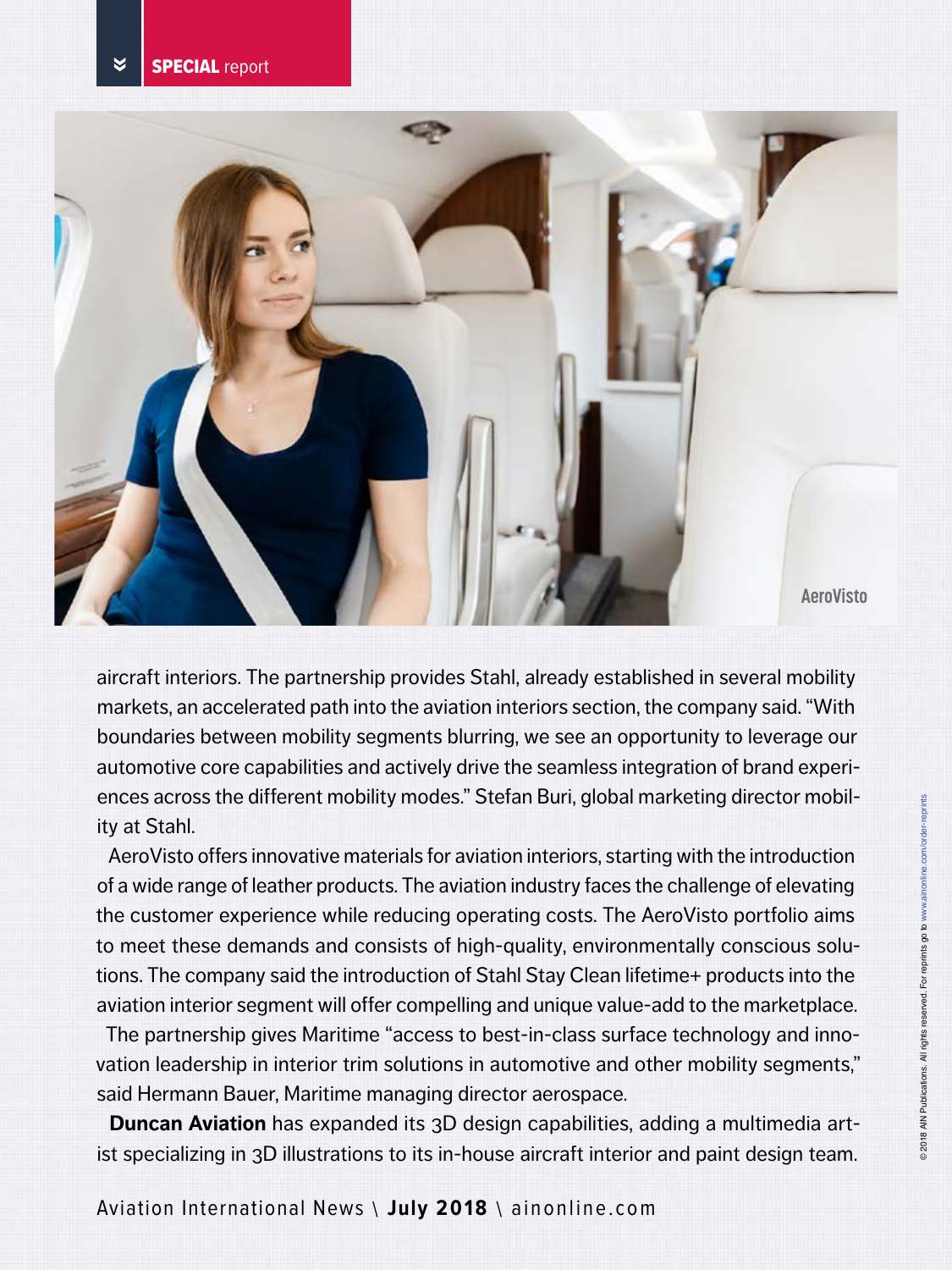AeroVisto

aircraft interiors. The partnership provides Stahl, already established in several mobility markets, an accelerated path into the aviation interiors section, the company said. "With boundaries between mobility segments blurring, we see an opportunity to leverage our automotive core capabilities and actively drive the seamless integration of brand experiences across the different mobility modes." Stefan Buri, global marketing director mobility at Stahl.

AeroVisto offers innovative materials for aviation interiors, starting with the introduction of a wide range of leather products. The aviation industry faces the challenge of elevating the customer experience while reducing operating costs. The AeroVisto portfolio aims to meet these demands and consists of high-quality, environmentally conscious solutions. The company said the introduction of Stahl Stay Clean lifetime+ products into the aviation interior segment will offer compelling and unique value-add to the marketplace.

The partnership gives Maritime "access to best-in-class surface technology and innovation leadership in interior trim solutions in automotive and other mobility segments," said Hermann Bauer, Maritime managing director aerospace.

**Duncan Aviation** has expanded its 3D design capabilities, adding a multimedia artist specializing in 3D illustrations to its in-house aircraft interior and paint design team.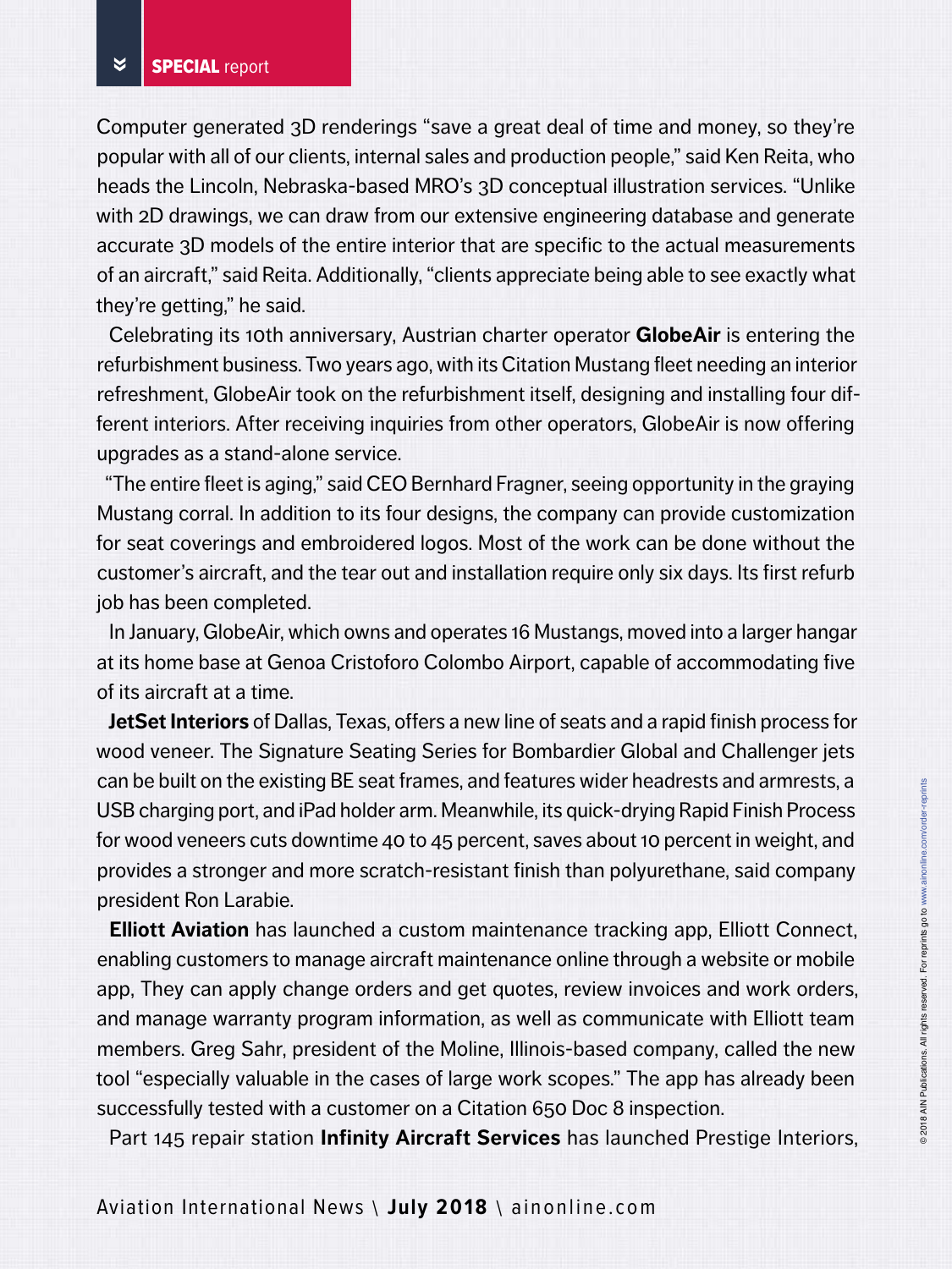Computer generated 3D renderings "save a great deal of time and money, so they're popular with all of our clients, internal sales and production people," said Ken Reita, who heads the Lincoln, Nebraska-based MRO's 3D conceptual illustration services. "Unlike with 2D drawings, we can draw from our extensive engineering database and generate accurate 3D models of the entire interior that are specific to the actual measurements of an aircraft," said Reita. Additionally, "clients appreciate being able to see exactly what they're getting," he said.

Celebrating its 10th anniversary, Austrian charter operator **GlobeAir** is entering the refurbishment business. Two years ago, with its Citation Mustang fleet needing an interior refreshment, GlobeAir took on the refurbishment itself, designing and installing four different interiors. After receiving inquiries from other operators, GlobeAir is now offering upgrades as a stand-alone service.

"The entire fleet is aging," said CEO Bernhard Fragner, seeing opportunity in the graying Mustang corral. In addition to its four designs, the company can provide customization for seat coverings and embroidered logos. Most of the work can be done without the customer's aircraft, and the tear out and installation require only six days. Its first refurb job has been completed.

In January, GlobeAir, which owns and operates 16 Mustangs, moved into a larger hangar at its home base at Genoa Cristoforo Colombo Airport, capable of accommodating five of its aircraft at a time.

**JetSet Interiors** of Dallas, Texas, offers a new line of seats and a rapid finish process for wood veneer. The Signature Seating Series for Bombardier Global and Challenger jets can be built on the existing BE seat frames, and features wider headrests and armrests, a USB charging port, and iPad holder arm. Meanwhile, its quick-drying Rapid Finish Process for wood veneers cuts downtime 40 to 45 percent, saves about 10 percent in weight, and provides a stronger and more scratch-resistant finish than polyurethane, said company president Ron Larabie.

**Elliott Aviation** has launched a custom maintenance tracking app, Elliott Connect, enabling customers to manage aircraft maintenance online through a website or mobile app, They can apply change orders and get quotes, review invoices and work orders, and manage warranty program information, as well as communicate with Elliott team members. Greg Sahr, president of the Moline, Illinois-based company, called the new tool "especially valuable in the cases of large work scopes." The app has already been successfully tested with a customer on a Citation 650 Doc 8 inspection.

Part 145 repair station **Infinity Aircraft Services** has launched Prestige Interiors,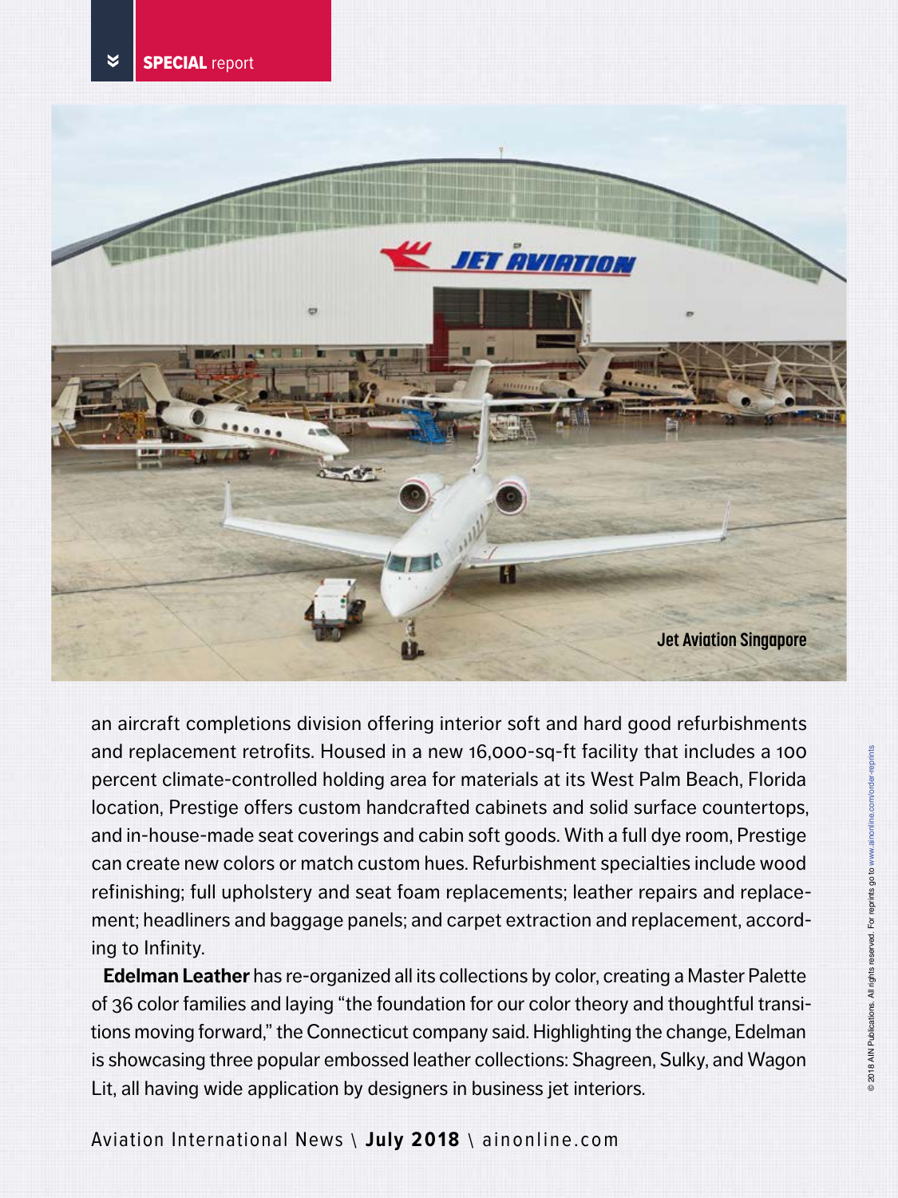Jet Aviation Singapore

an aircraft completions division offering interior soft and hard good refurbishments and replacement retrofits. Housed in a new 16,000-sq-ft facility that includes a 100 percent climate-controlled holding area for materials at its West Palm Beach, Florida location, Prestige offers custom handcrafted cabinets and solid surface countertops, and in-house-made seat coverings and cabin soft goods. With a full dye room, Prestige can create new colors or match custom hues. Refurbishment specialties include wood refinishing; full upholstery and seat foam replacements; leather repairs and replacement; headliners and baggage panels; and carpet extraction and replacement, according to Infinity.

**Edelman Leather** has re-organized all its collections by color, creating a Master Palette of 36 color families and laying "the foundation for our color theory and thoughtful transitions moving forward," the Connecticut company said. Highlighting the change, Edelman is showcasing three popular embossed leather collections: Shagreen, Sulky, and Wagon Lit, all having wide application by designers in business jet interiors.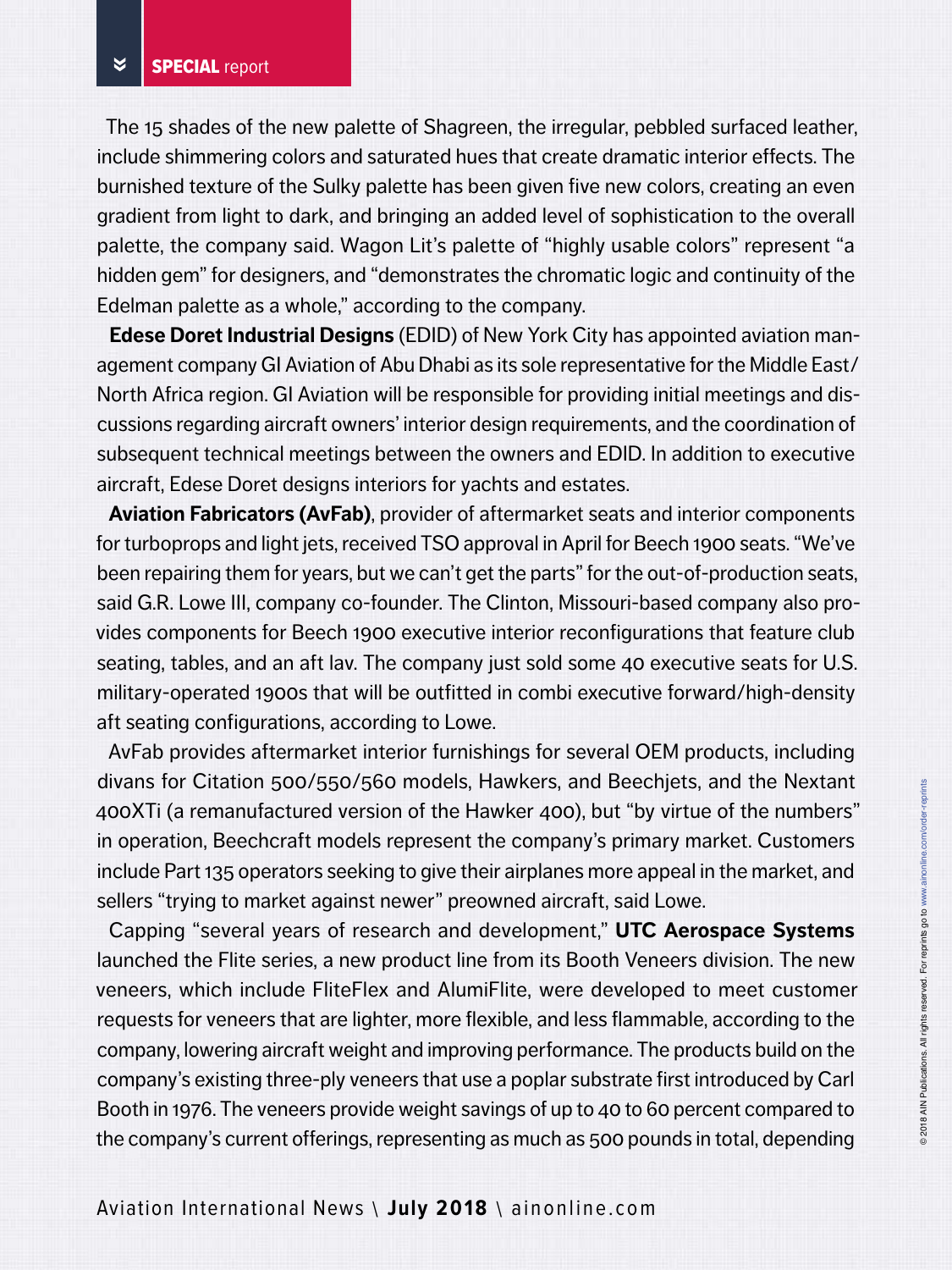The 15 shades of the new palette of Shagreen, the irregular, pebbled surfaced leather, include shimmering colors and saturated hues that create dramatic interior effects. The burnished texture of the Sulky palette has been given five new colors, creating an even gradient from light to dark, and bringing an added level of sophistication to the overall palette, the company said. Wagon Lit's palette of "highly usable colors" represent "a hidden gem" for designers, and "demonstrates the chromatic logic and continuity of the Edelman palette as a whole," according to the company.

**Edese Doret Industrial Designs** (EDID) of New York City has appointed aviation management company GI Aviation of Abu Dhabi as its sole representative for the Middle East/North Africa region. GI Aviation will be responsible for providing initial meetings and discussions regarding aircraft owners' interior design requirements, and the coordination of subsequent technical meetings between the owners and EDID. In addition to executive aircraft, Edese Doret designs interiors for yachts and estates.

**Aviation Fabricators (AvFab)**, provider of aftermarket seats and interior components for turboprops and light jets, received TSO approval in April for Beech 1900 seats. "We've been repairing them for years, but we can't get the parts" for the out-of-production seats, said G.R. Lowe III, company co-founder. The Clinton, Missouri-based company also provides components for Beech 1900 executive interior reconfigurations that feature club seating, tables, and an aft lav. The company just sold some 40 executive seats for U.S. military-operated 1900s that will be outfitted in combi executive forward/high-density aft seating configurations, according to Lowe.

AvFab provides aftermarket interior furnishings for several OEM products, including divans for Citation 500/550/560 models, Hawkers, and Beechjets, and the Nextant 400XTi (a remanufactured version of the Hawker 400), but "by virtue of the numbers" in operation, Beechcraft models represent the company's primary market. Customers include Part 135 operators seeking to give their airplanes more appeal in the market, and sellers "trying to market against newer" preowned aircraft, said Lowe.

Capping "several years of research and development," **UTC Aerospace Systems** launched the Flite series, a new product line from its Booth Veneers division. The new veneers, which include FliteFlex and AlumiFlite, were developed to meet customer requests for veneers that are lighter, more flexible, and less flammable, according to the company, lowering aircraft weight and improving performance. The products build on the company's existing three-ply veneers that use a poplar substrate first introduced by Carl Booth in 1976. The veneers provide weight savings of up to 40 to 60 percent compared to the company's current offerings, representing as much as 500 pounds in total, depending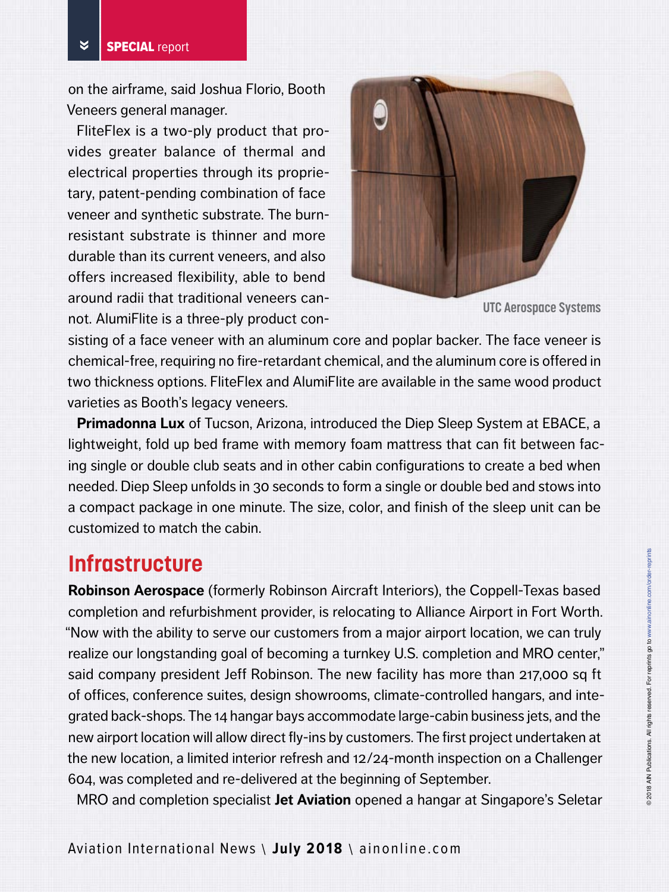on the airframe, said Joshua Florio, Booth Veneers general manager.

FliteFlex is a two-ply product that provides greater balance of thermal and electrical properties through its proprietary, patent-pending combination of face veneer and synthetic substrate. The burn-resistant substrate is thinner and more durable than its current veneers, and also offers increased flexibility, able to bend around radii that traditional veneers cannot. AlumiFlite is a three-ply product consisting of a face veneer with an aluminum core and poplar backer. The face veneer is chemical-free, requiring no fire-retardant chemical, and the aluminum core is offered in two thickness options. FliteFlex and AlumiFlite are available in the same wood product varieties as Booth's legacy veneers.

UTC Aerospace Systems

**Primadonna Lux** of Tucson, Arizona, introduced the Diep Sleep System at EBACE, a lightweight, fold up bed frame with memory foam mattress that can fit between facing single or double club seats and in other cabin configurations to create a bed when needed. Diep Sleep unfolds in 30 seconds to form a single or double bed and stows into a compact package in one minute. The size, color, and finish of the sleep unit can be customized to match the cabin.

## Infrastructure

**Robinson Aerospace** (formerly Robinson Aircraft Interiors), the Coppell-Texas based completion and refurbishment provider, is relocating to Alliance Airport in Fort Worth. "Now with the ability to serve our customers from a major airport location, we can truly realize our longstanding goal of becoming a turnkey U.S. completion and MRO center," said company president Jeff Robinson. The new facility has more than 217,000 sq ft of offices, conference suites, design showrooms, climate-controlled hangars, and integrated back-shops. The 14 hangar bays accommodate large-cabin business jets, and the new airport location will allow direct fly-ins by customers. The first project undertaken at the new location, a limited interior refresh and 12/24-month inspection on a Challenger 604, was completed and re-delivered at the beginning of September.

MRO and completion specialist **Jet Aviation** opened a hangar at Singapore's Seletar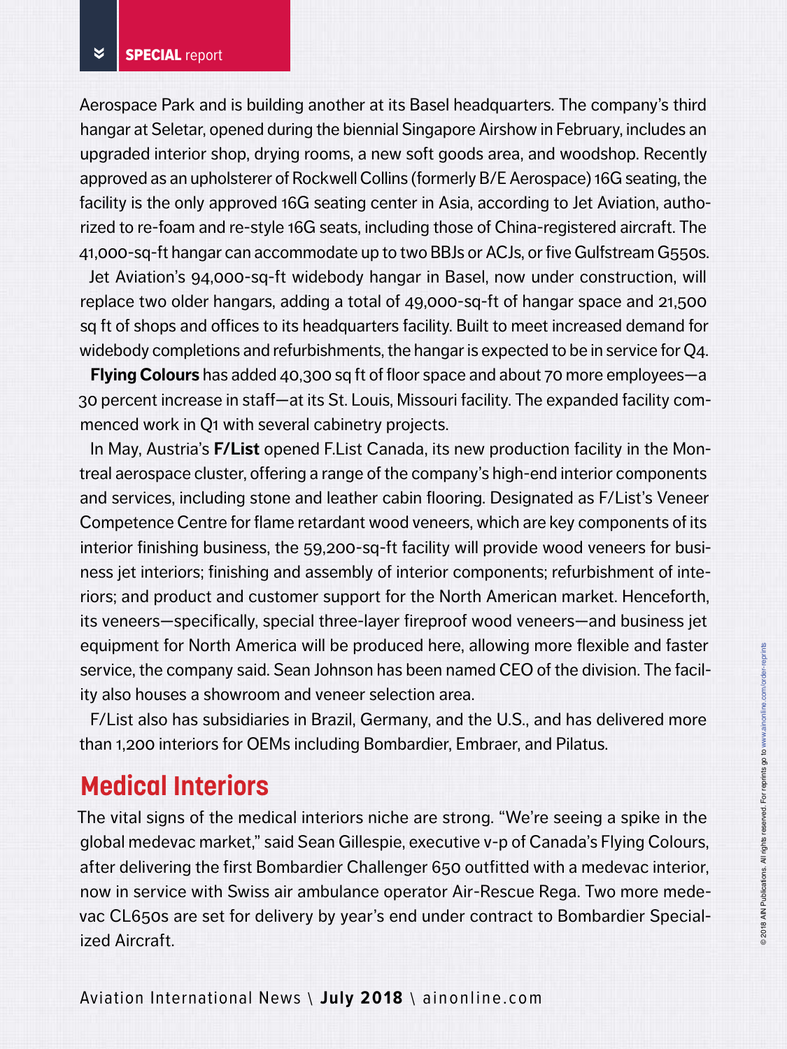Aerospace Park and is building another at its Basel headquarters. The company's third hangar at Seletar, opened during the biennial Singapore Airshow in February, includes an upgraded interior shop, drying rooms, a new soft goods area, and woodshop. Recently approved as an upholsterer of Rockwell Collins (formerly B/E Aerospace) 16G seating, the facility is the only approved 16G seating center in Asia, according to Jet Aviation, authorized to re-foam and re-style 16G seats, including those of China-registered aircraft. The 41,000-sq-ft hangar can accommodate up to two BBJs or ACJs, or five Gulfstream G550s.

Jet Aviation's 94,000-sq-ft widebody hangar in Basel, now under construction, will replace two older hangars, adding a total of 49,000-sq-ft of hangar space and 21,500 sq ft of shops and offices to its headquarters facility. Built to meet increased demand for widebody completions and refurbishments, the hangar is expected to be in service for Q4.

**Flying Colours** has added 40,300 sq ft of floor space and about 70 more employees—a 30 percent increase in staff—at its St. Louis, Missouri facility. The expanded facility commenced work in Q1 with several cabinetry projects.

In May, Austria's **F/List** opened F.List Canada, its new production facility in the Montreal aerospace cluster, offering a range of the company's high-end interior components and services, including stone and leather cabin flooring. Designated as F/List's Veneer Competence Centre for flame retardant wood veneers, which are key components of its interior finishing business, the 59,200-sq-ft facility will provide wood veneers for business jet interiors; finishing and assembly of interior components; refurbishment of interiors; and product and customer support for the North American market. Henceforth, its veneers—specifically, special three-layer fireproof wood veneers—and business jet equipment for North America will be produced here, allowing more flexible and faster service, the company said. Sean Johnson has been named CEO of the division. The facility also houses a showroom and veneer selection area.

F/List also has subsidiaries in Brazil, Germany, and the U.S., and has delivered more than 1,200 interiors for OEMs including Bombardier, Embraer, and Pilatus.

## Medical Interiors

The vital signs of the medical interiors niche are strong. "We're seeing a spike in the global medevac market," said Sean Gillespie, executive v-p of Canada's Flying Colours, after delivering the first Bombardier Challenger 650 outfitted with a medevac interior, now in service with Swiss air ambulance operator Air-Rescue Rega. Two more medevac CL650s are set for delivery by year's end under contract to Bombardier Specialized Aircraft.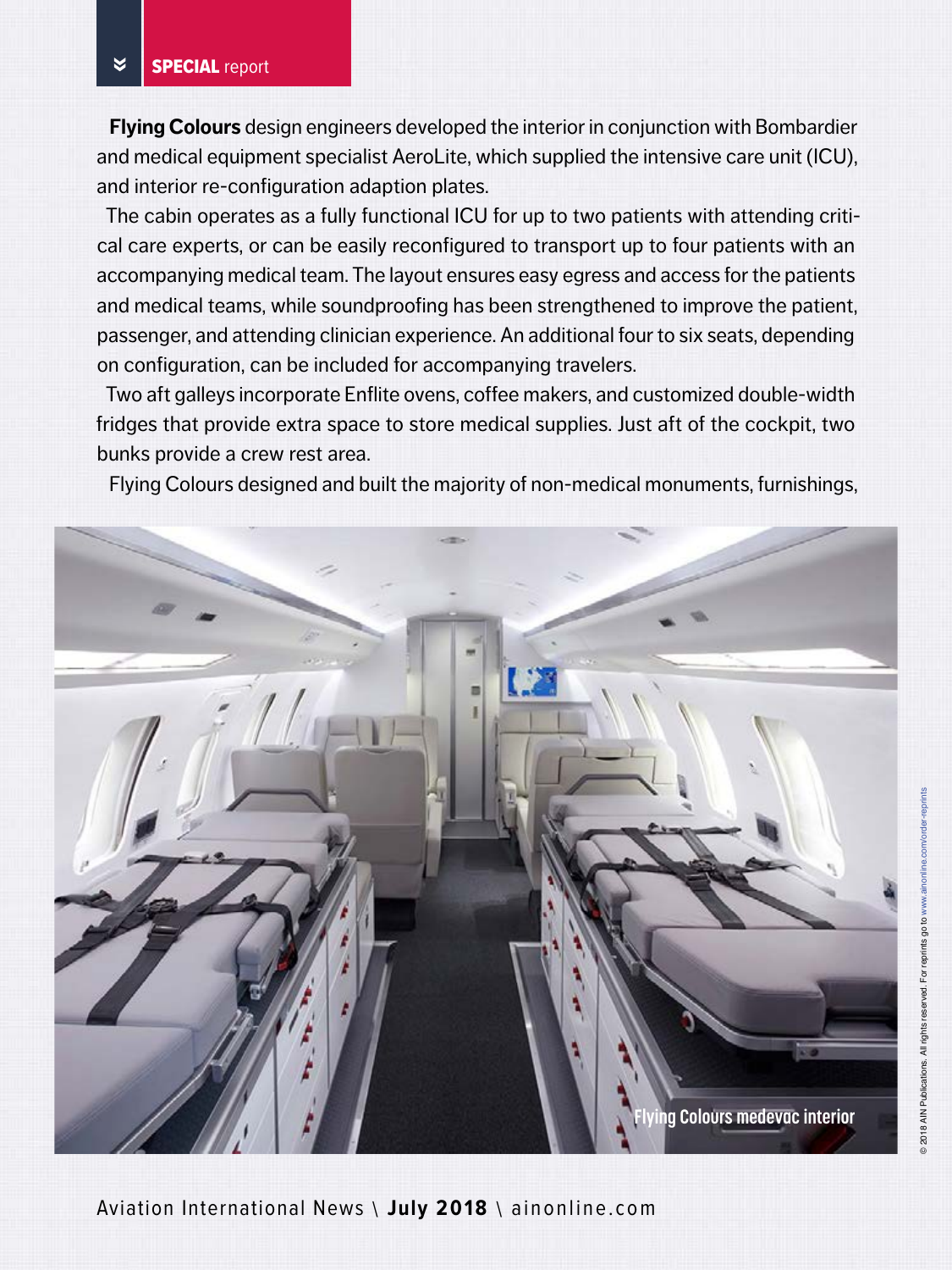**Flying Colours** design engineers developed the interior in conjunction with Bombardier and medical equipment specialist AeroLite, which supplied the intensive care unit (ICU), and interior re-configuration adaption plates.

The cabin operates as a fully functional ICU for up to two patients with attending critical care experts, or can be easily reconfigured to transport up to four patients with an accompanying medical team. The layout ensures easy egress and access for the patients and medical teams, while soundproofing has been strengthened to improve the patient, passenger, and attending clinician experience. An additional four to six seats, depending on configuration, can be included for accompanying travelers.

Two aft galleys incorporate Enflite ovens, coffee makers, and customized double-width fridges that provide extra space to store medical supplies. Just aft of the cockpit, two bunks provide a crew rest area.

Flying Colours designed and built the majority of non-medical monuments, furnishings,

Flying Colours medevac interior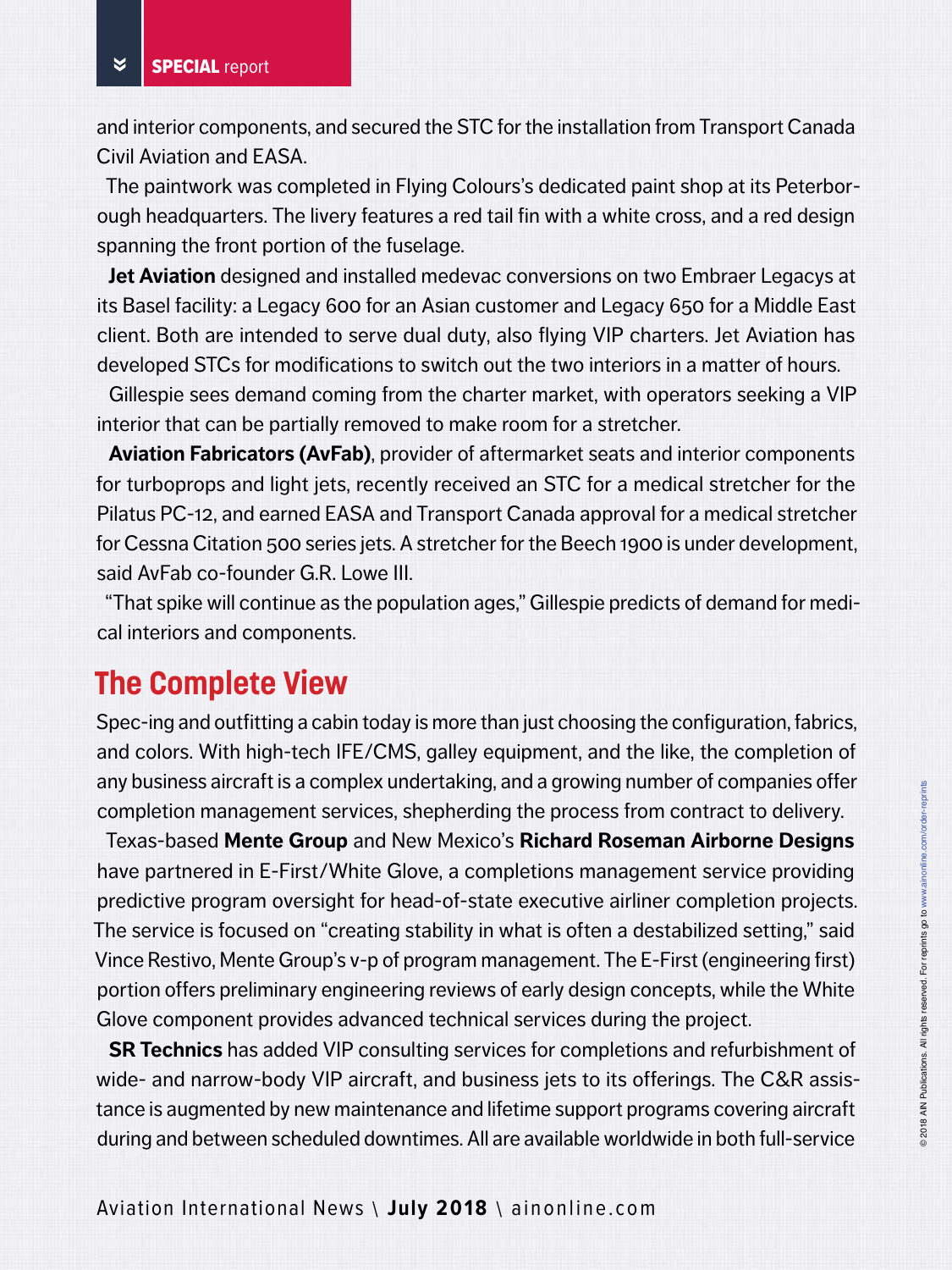and interior components, and secured the STC for the installation from Transport Canada Civil Aviation and EASA.

The paintwork was completed in Flying Colours's dedicated paint shop at its Peterborough headquarters. The livery features a red tail fin with a white cross, and a red design spanning the front portion of the fuselage.

**Jet Aviation** designed and installed medevac conversions on two Embraer Legacys at its Basel facility: a Legacy 600 for an Asian customer and Legacy 650 for a Middle East client. Both are intended to serve dual duty, also flying VIP charters. Jet Aviation has developed STCs for modifications to switch out the two interiors in a matter of hours.

Gillespie sees demand coming from the charter market, with operators seeking a VIP interior that can be partially removed to make room for a stretcher.

**Aviation Fabricators (AvFab)**, provider of aftermarket seats and interior components for turboprops and light jets, recently received an STC for a medical stretcher for the Pilatus PC-12, and earned EASA and Transport Canada approval for a medical stretcher for Cessna Citation 500 series jets. A stretcher for the Beech 1900 is under development, said AvFab co-founder G.R. Lowe III.

"That spike will continue as the population ages," Gillespie predicts of demand for medical interiors and components.

## The Complete View

Spec-ing and outfitting a cabin today is more than just choosing the configuration, fabrics, and colors. With high-tech IFE/CMS, galley equipment, and the like, the completion of any business aircraft is a complex undertaking, and a growing number of companies offer completion management services, shepherding the process from contract to delivery.

Texas-based **Mente Group** and New Mexico's **Richard Roseman Airborne Designs** have partnered in E-First/White Glove, a completions management service providing predictive program oversight for head-of-state executive airliner completion projects. The service is focused on "creating stability in what is often a destabilized setting," said Vince Restivo, Mente Group's v-p of program management. The E-First (engineering first) portion offers preliminary engineering reviews of early design concepts, while the White Glove component provides advanced technical services during the project.

**SR Technics** has added VIP consulting services for completions and refurbishment of wide- and narrow-body VIP aircraft, and business jets to its offerings. The C&R assistance is augmented by new maintenance and lifetime support programs covering aircraft during and between scheduled downtimes. All are available worldwide in both full-service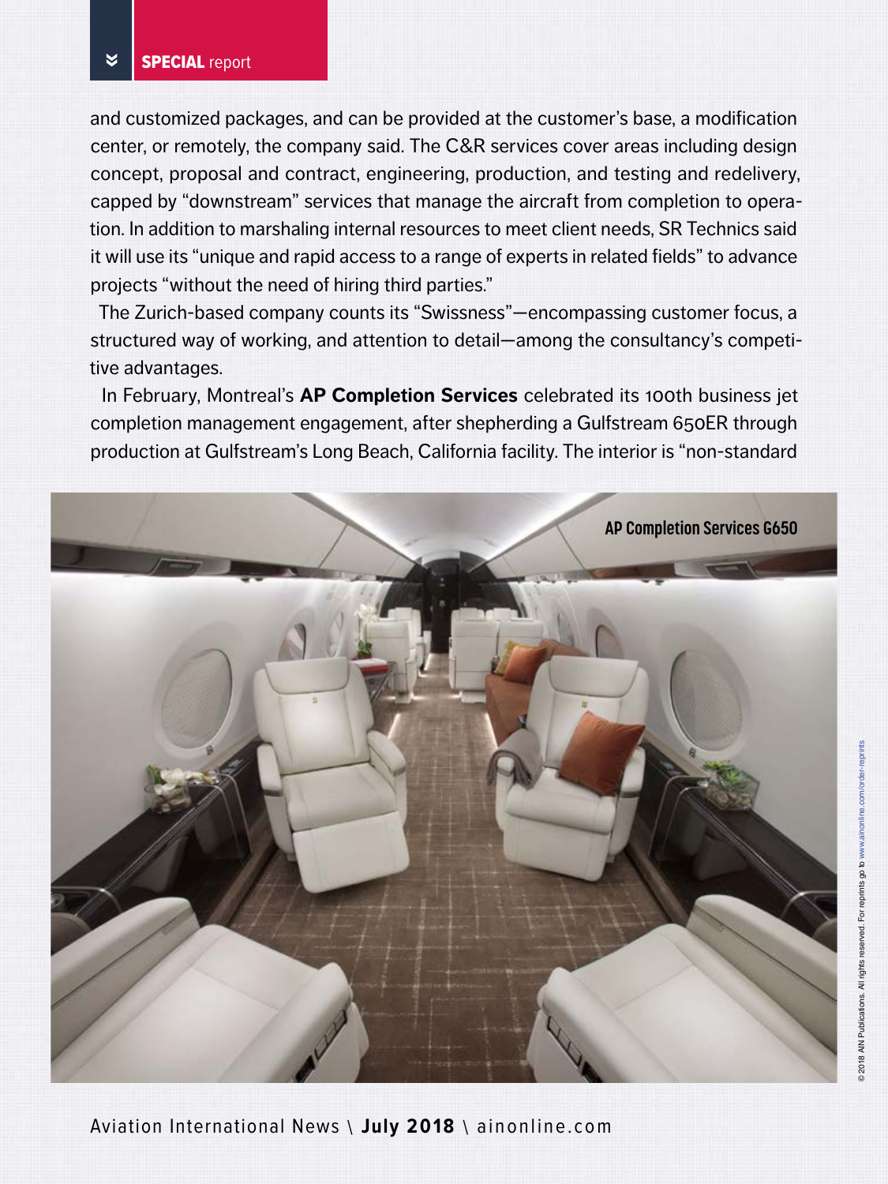and customized packages, and can be provided at the customer's base, a modification center, or remotely, the company said. The C&R services cover areas including design concept, proposal and contract, engineering, production, and testing and redelivery, capped by "downstream" services that manage the aircraft from completion to operation. In addition to marshaling internal resources to meet client needs, SR Technics said it will use its "unique and rapid access to a range of experts in related fields" to advance projects "without the need of hiring third parties."

The Zurich-based company counts its "Swissness"—encompassing customer focus, a structured way of working, and attention to detail—among the consultancy's competitive advantages.

In February, Montreal's **AP Completion Services** celebrated its 100th business jet completion management engagement, after shepherding a Gulfstream 650ER through production at Gulfstream's Long Beach, California facility. The interior is "non-standard

AP Completion Services G650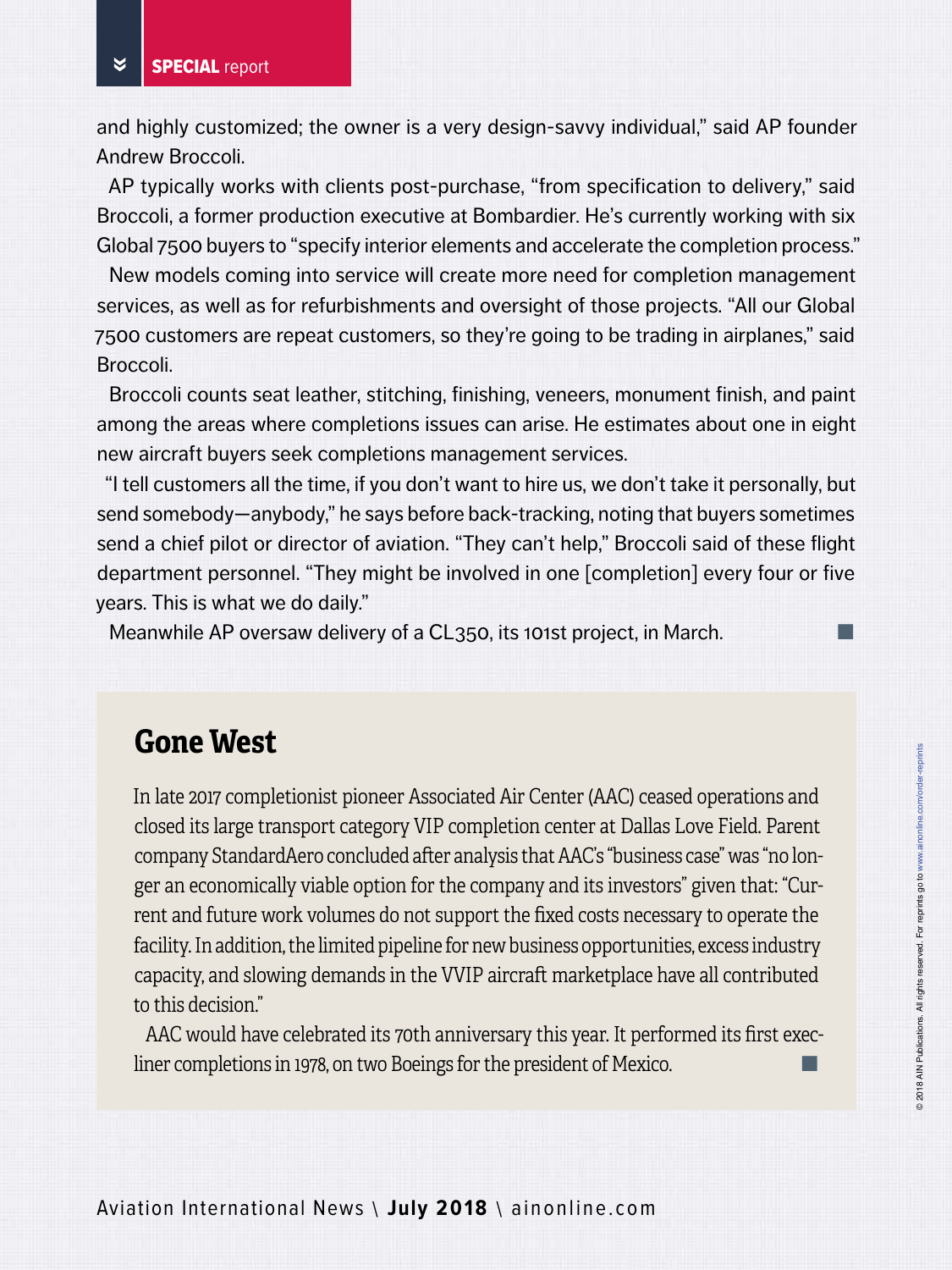and highly customized; the owner is a very design-savvy individual," said AP founder Andrew Broccoli.

AP typically works with clients post-purchase, "from specification to delivery," said Broccoli, a former production executive at Bombardier. He's currently working with six Global 7500 buyers to "specify interior elements and accelerate the completion process."

New models coming into service will create more need for completion management services, as well as for refurbishments and oversight of those projects. "All our Global 7500 customers are repeat customers, so they're going to be trading in airplanes," said Broccoli.

Broccoli counts seat leather, stitching, finishing, veneers, monument finish, and paint among the areas where completions issues can arise. He estimates about one in eight new aircraft buyers seek completions management services.

"I tell customers all the time, if you don't want to hire us, we don't take it personally, but send somebody—anybody," he says before back-tracking, noting that buyers sometimes send a chief pilot or director of aviation. "They can't help," Broccoli said of these flight department personnel. "They might be involved in one [completion] every four or five years. This is what we do daily."

Meanwhile AP oversaw delivery of a CL350, its 101st project, in March. ■

## Gone West

In late 2017 completionist pioneer Associated Air Center (AAC) ceased operations and closed its large transport category VIP completion center at Dallas Love Field. Parent company StandardAero concluded after analysis that AAC's "business case" was "no longer an economically viable option for the company and its investors" given that: "Current and future work volumes do not support the fixed costs necessary to operate the facility. In addition, the limited pipeline for new business opportunities, excess industry capacity, and slowing demands in the VVIP aircraft marketplace have all contributed to this decision."

AAC would have celebrated its 70th anniversary this year. It performed its first execliner completions in 1978, on two Boeings for the president of Mexico. ■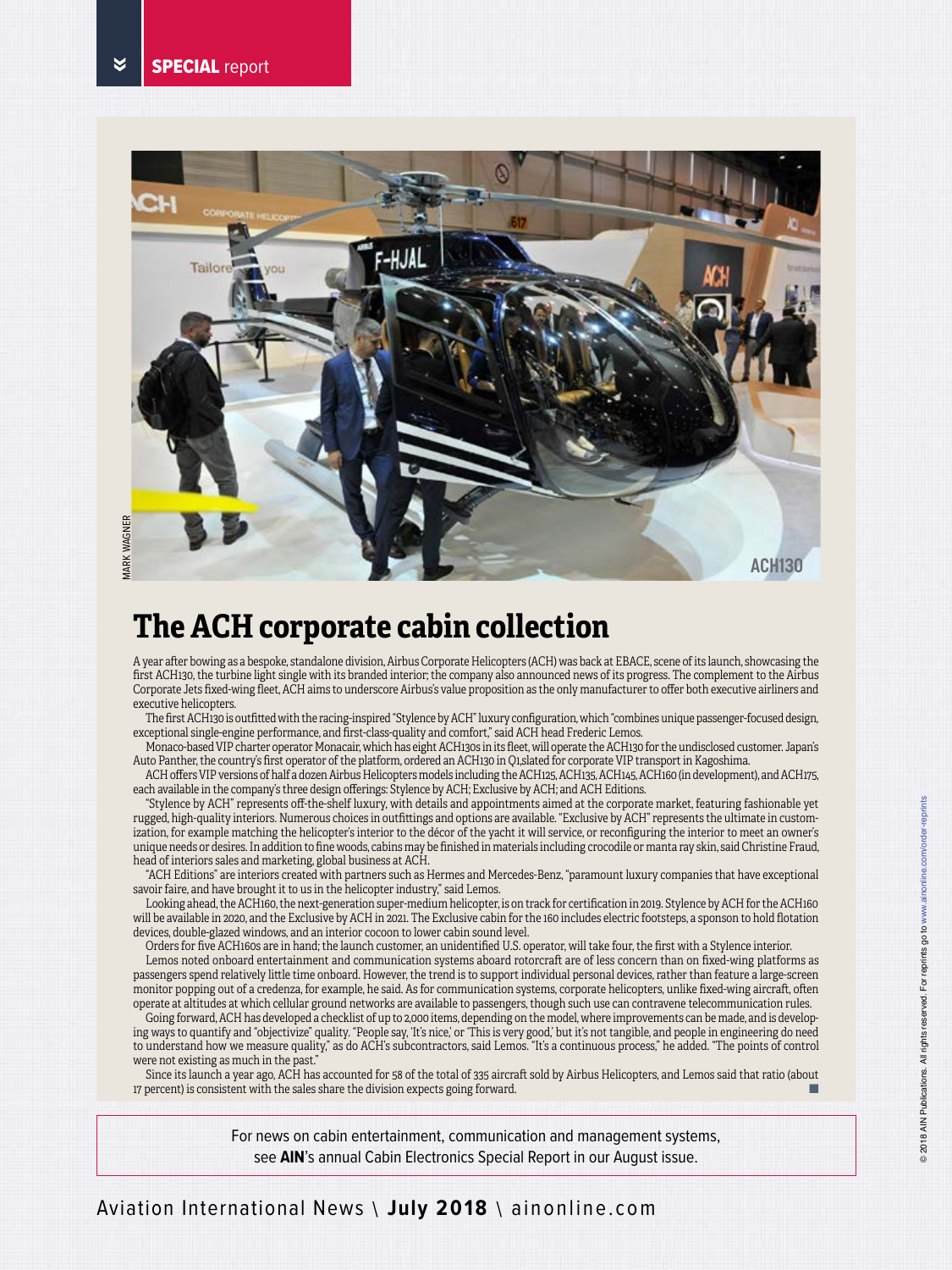# The ACH corporate cabin collection

A year after bowing as a bespoke, standalone division, Airbus Corporate Helicopters (ACH) was back at EBACE, scene of its launch, showcasing the first ACH130, the turbine light single with its branded interior; the company also announced news of its progress. The complement to the Airbus Corporate Jets fixed-wing fleet, ACH aims to underscore Airbus's value proposition as the only manufacturer to offer both executive airliners and executive helicopters.

The first ACH130 is outfitted with the racing-inspired "Stylence by ACH" luxury configuration, which "combines unique passenger-focused design, exceptional single-engine performance, and first-class-quality and comfort," said ACH head Frederic Lemos.

Monaco-based VIP charter operator Monacair, which has eight ACH130s in its fleet, will operate the ACH130 for the undisclosed customer. Japan's Auto Panther, the country's first operator of the platform, ordered an ACH130 in Q1,slated for corporate VIP transport in Kagoshima.

ACH offers VIP versions of half a dozen Airbus Helicopters models including the ACH125, ACH135, ACH145, ACH160 (in development), and ACH175, each available in the company's three design offerings: Stylence by ACH; Exclusive by ACH; and ACH Editions.

"Stylence by ACH" represents off-the-shelf luxury, with details and appointments aimed at the corporate market, featuring fashionable yet rugged, high-quality interiors. Numerous choices in outfittings and options are available. "Exclusive by ACH" represents the ultimate in customization, for example matching the helicopter's interior to the décor of the yacht it will service, or reconfiguring the interior to meet an owner's unique needs or desires. In addition to fine woods, cabins may be finished in materials including crocodile or manta ray skin, said Christine Fraud, head of interiors sales and marketing, global business at ACH.

"ACH Editions" are interiors created with partners such as Hermes and Mercedes-Benz, "paramount luxury companies that have exceptional savoir faire, and have brought it to us in the helicopter industry," said Lemos.

Looking ahead, the ACH160, the next-generation super-medium helicopter, is on track for certification in 2019. Stylence by ACH for the ACH160 will be available in 2020, and the Exclusive by ACH in 2021. The Exclusive cabin for the 160 includes electric footsteps, a sponson to hold flotation devices, double-glazed windows, and an interior cocoon to lower cabin sound level.

Orders for five ACH160s are in hand; the launch customer, an unidentified U.S. operator, will take four, the first with a Stylence interior.

Lemos noted onboard entertainment and communication systems aboard rotorcraft are of less concern than on fixed-wing platforms as passengers spend relatively little time onboard. However, the trend is to support individual personal devices, rather than feature a large-screen monitor popping out of a credenza, for example, he said. As for communication systems, corporate helicopters, unlike fixed-wing aircraft, often operate at altitudes at which cellular ground networks are available to passengers, though such use can contravene telecommunication rules.

Going forward, ACH has developed a checklist of up to 2,000 items, depending on the model, where improvements can be made, and is developing ways to quantify and "objectivize" quality. "People say, 'It's nice,' or 'This is very good,' but it's not tangible, and people in engineering do need to understand how we measure quality," as do ACH's subcontractors, said Lemos. "It's a continuous process," he added. "The points of control were not existing as much in the past."

Since its launch a year ago, ACH has accounted for 58 of the total of 335 aircraft sold by Airbus Helicopters, and Lemos said that ratio (about 17 percent) is consistent with the sales share the division expects going forward. ■

For news on cabin entertainment, communication and management systems, see **AIN**'s annual Cabin Electronics Special Report in our August issue.